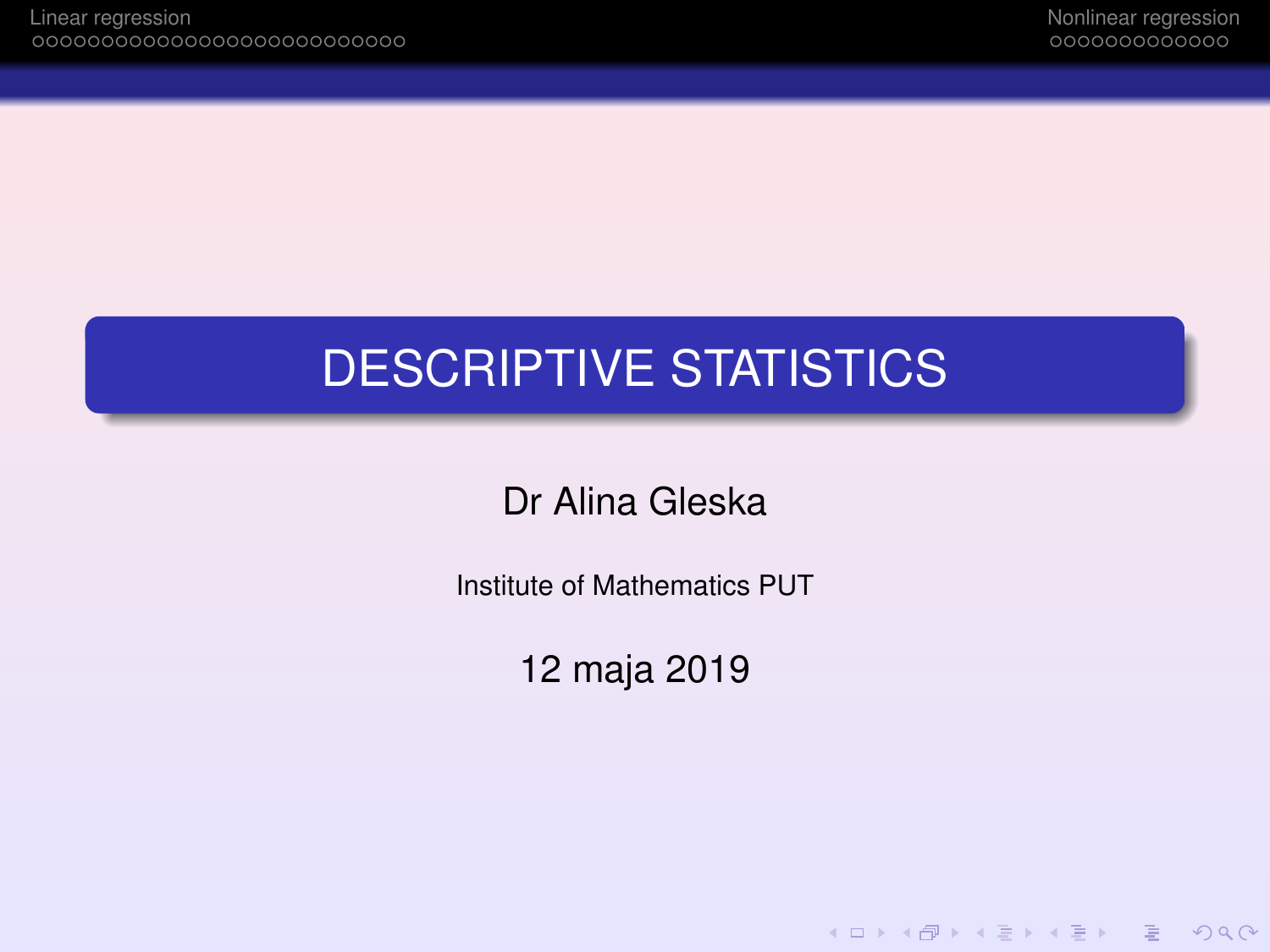# DESCRIPTIVE STATISTICS

Dr Alina Gleska

Institute of Mathematics PUT

12 maja 2019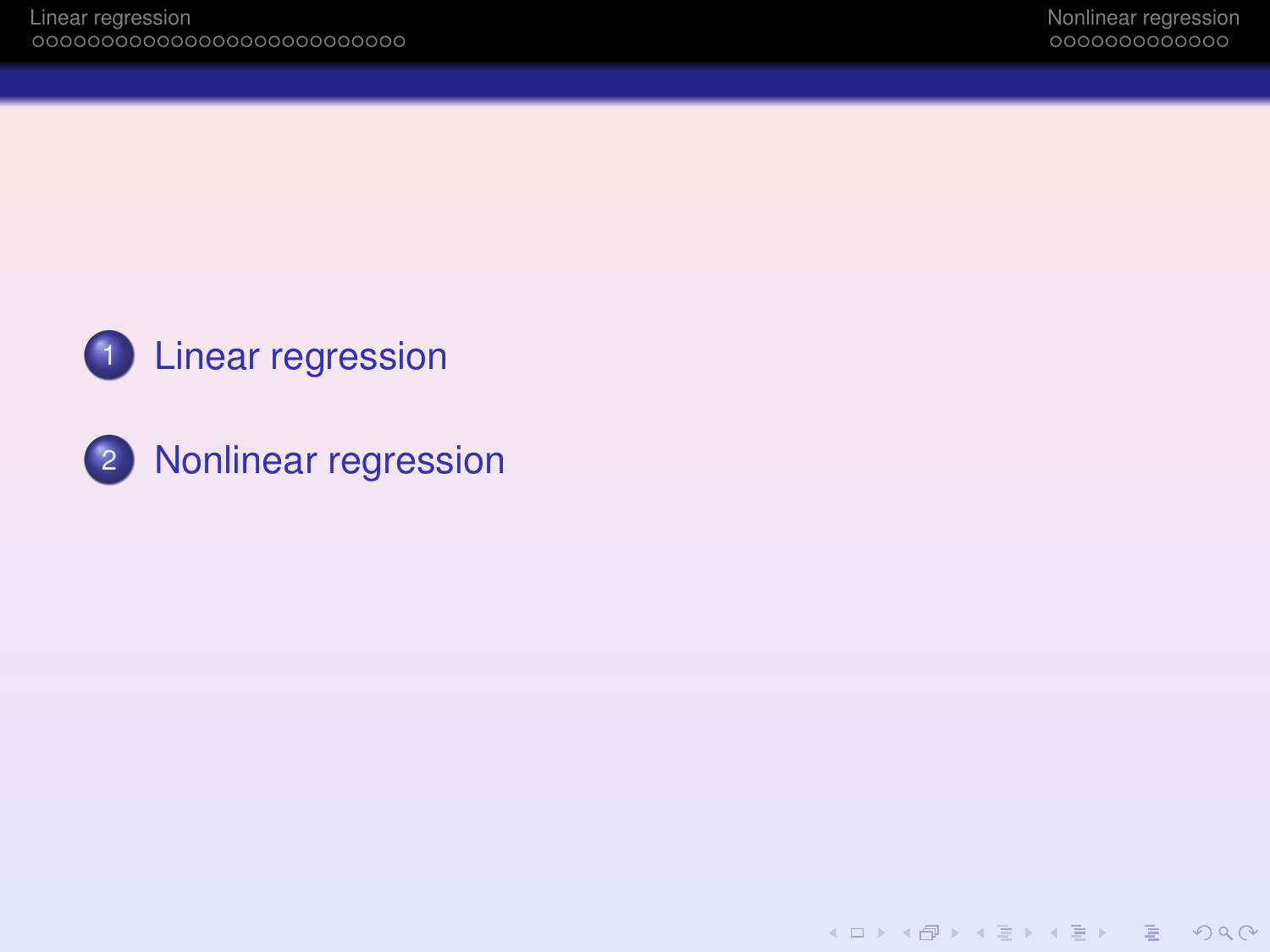1. Linear regression
2. Nonlinear regression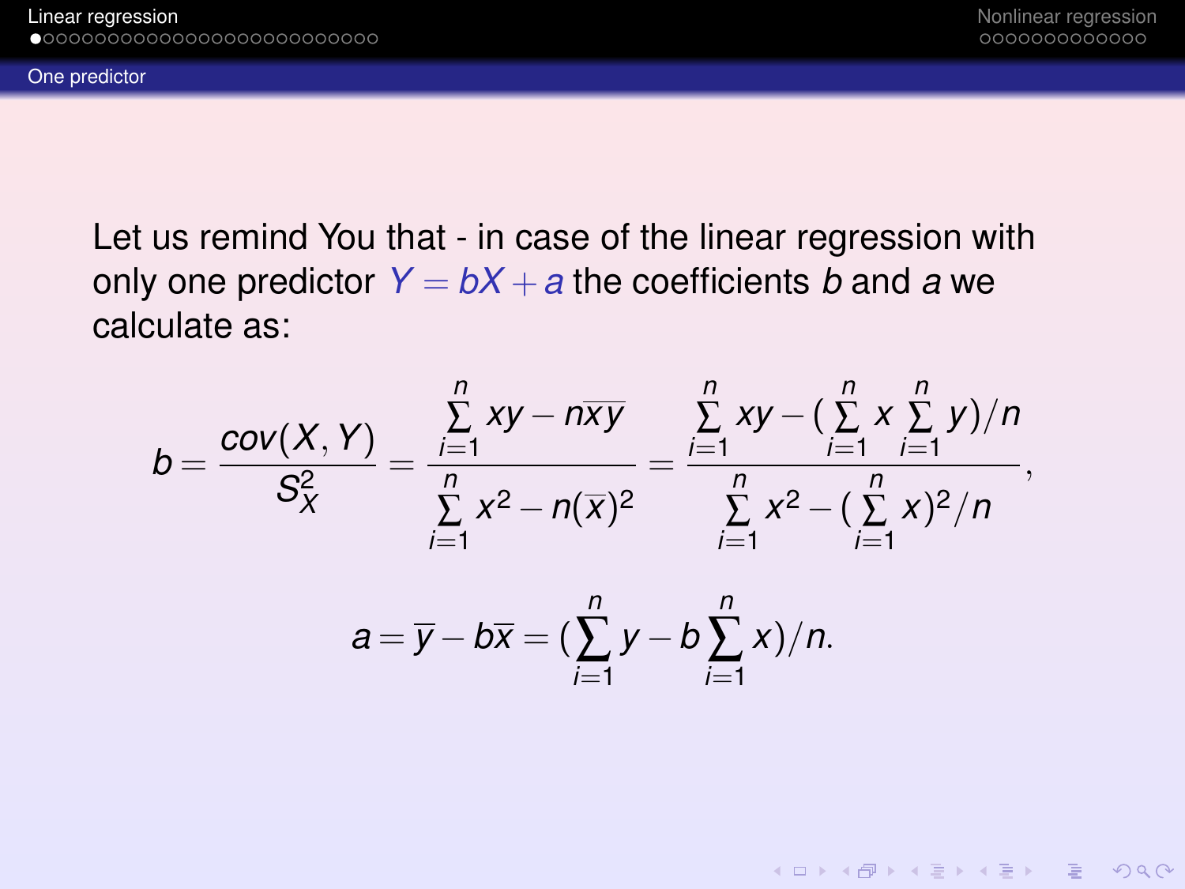## One predictor

Let us remind You that - in case of the linear regression with only one predictor $Y = bX + a$ the coefficients $b$ and $a$ we calculate as:

$$b = \frac{cov(X,Y)}{S_X^2} = \frac{\sum_{i=1}^{n} xy - n\overline{xy}}{\sum_{i=1}^{n} x^2 - n(\overline{x})^2} = \frac{\sum_{i=1}^{n} xy - (\sum_{i=1}^{n} x \sum_{i=1}^{n} y)/n}{\sum_{i=1}^{n} x^2 - (\sum_{i=1}^{n} x)^2/n},$$

$$a = \overline{y} - b\overline{x} = (\sum_{i=1}^{n} y - b\sum_{i=1}^{n} x)/n.$$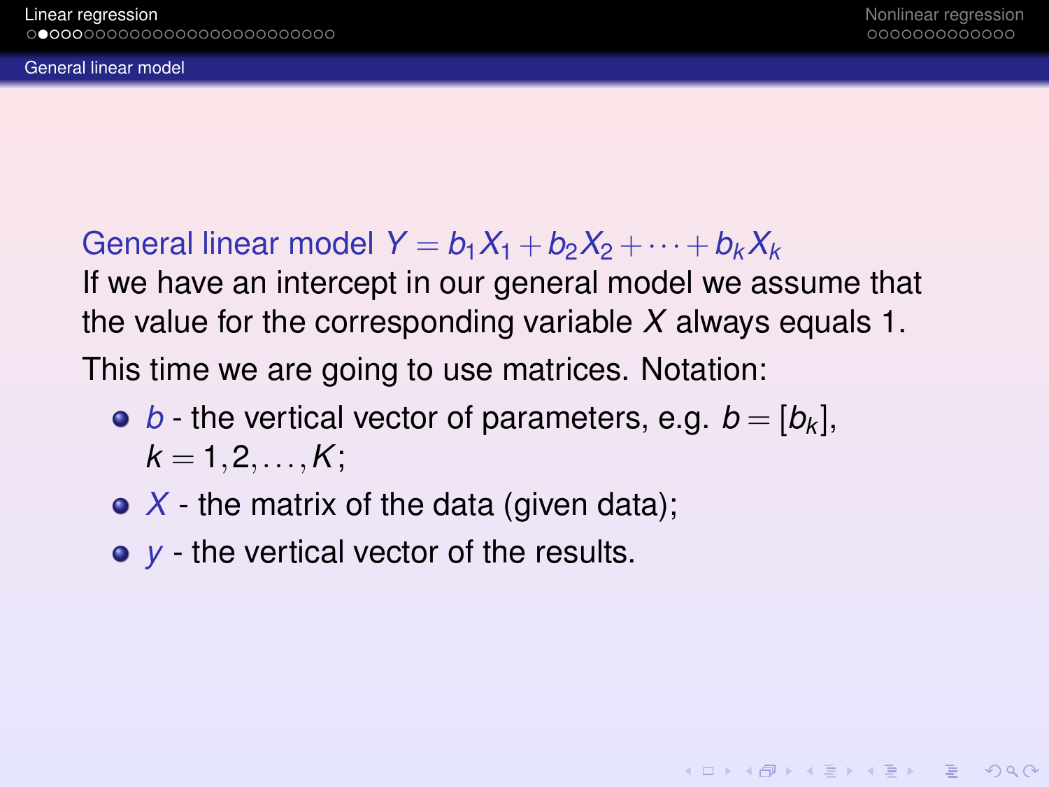## General linear model

General linear model $Y = b_1X_1 + b_2X_2 + \cdots + b_kX_k$

If we have an intercept in our general model we assume that the value for the corresponding variable $X$ always equals 1.

This time we are going to use matrices. Notation:

- $b$ - the vertical vector of parameters, e.g. $b = [b_k]$, $k = 1, 2, \ldots, K$;
- $X$ - the matrix of the data (given data);
- $y$ - the vertical vector of the results.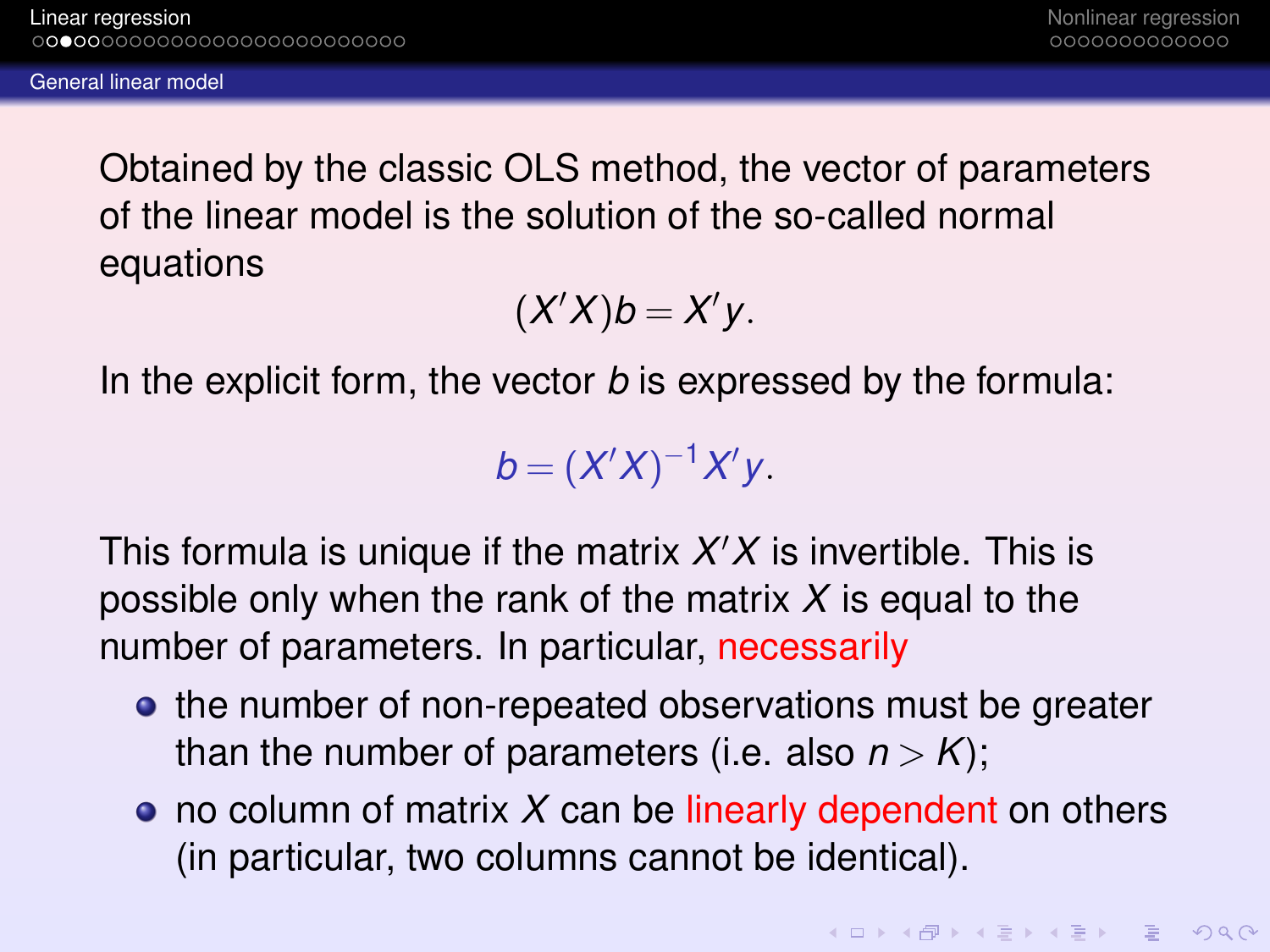## General linear model

Obtained by the classic OLS method, the vector of parameters of the linear model is the solution of the so-called normal equations

$$(X'X)b = X'y.$$

In the explicit form, the vector $b$ is expressed by the formula:

$$b = (X'X)^{-1}X'y.$$

This formula is unique if the matrix $X'X$ is invertible. This is possible only when the rank of the matrix $X$ is equal to the number of parameters. In particular, necessarily

- the number of non-repeated observations must be greater than the number of parameters (i.e. also $n > K$);
- no column of matrix $X$ can be linearly dependent on others (in particular, two columns cannot be identical).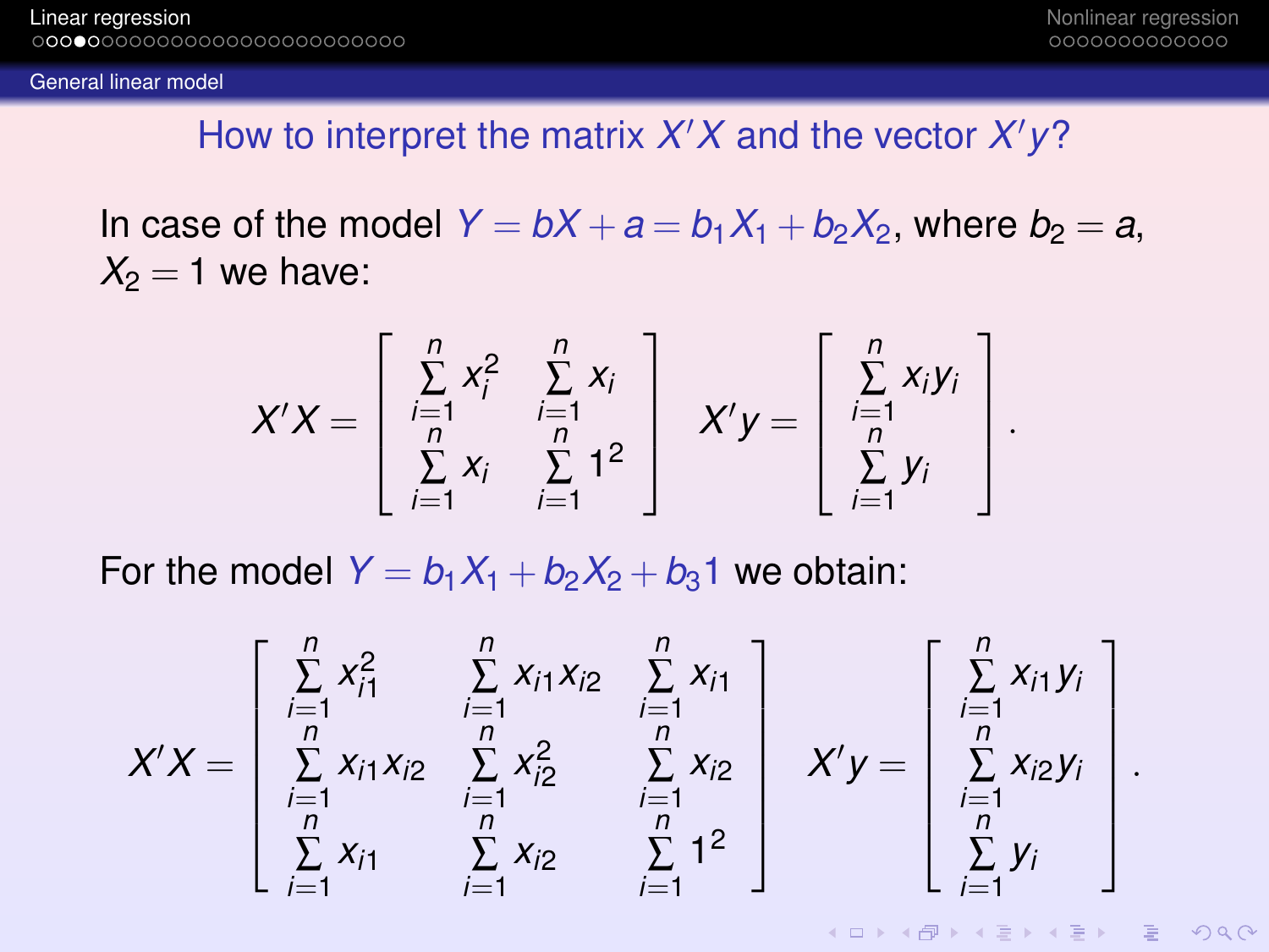## How to interpret the matrix $X'X$ and the vector $X'y$?

In case of the model $Y = bX + a = b_1X_1 + b_2X_2$, where $b_2 = a$, $X_2 = 1$ we have:

$$X'X = \begin{bmatrix} \sum_{i=1}^{n} x_i^2 & \sum_{i=1}^{n} x_i \\ \sum_{i=1}^{n} x_i & \sum_{i=1}^{n} 1^2 \end{bmatrix} \quad X'y = \begin{bmatrix} \sum_{i=1}^{n} x_i y_i \\ \sum_{i=1}^{n} y_i \end{bmatrix}.$$

For the model $Y = b_1X_1 + b_2X_2 + b_3 1$ we obtain:

$$X'X = \begin{bmatrix} \sum_{i=1}^{n} x_{i1}^2 & \sum_{i=1}^{n} x_{i1}x_{i2} & \sum_{i=1}^{n} x_{i1} \\ \sum_{i=1}^{n} x_{i1}x_{i2} & \sum_{i=1}^{n} x_{i2}^2 & \sum_{i=1}^{n} x_{i2} \\ \sum_{i=1}^{n} x_{i1} & \sum_{i=1}^{n} x_{i2} & \sum_{i=1}^{n} 1^2 \end{bmatrix} \quad X'y = \begin{bmatrix} \sum_{i=1}^{n} x_{i1} y_i \\ \sum_{i=1}^{n} x_{i2} y_i \\ \sum_{i=1}^{n} y_i \end{bmatrix}.$$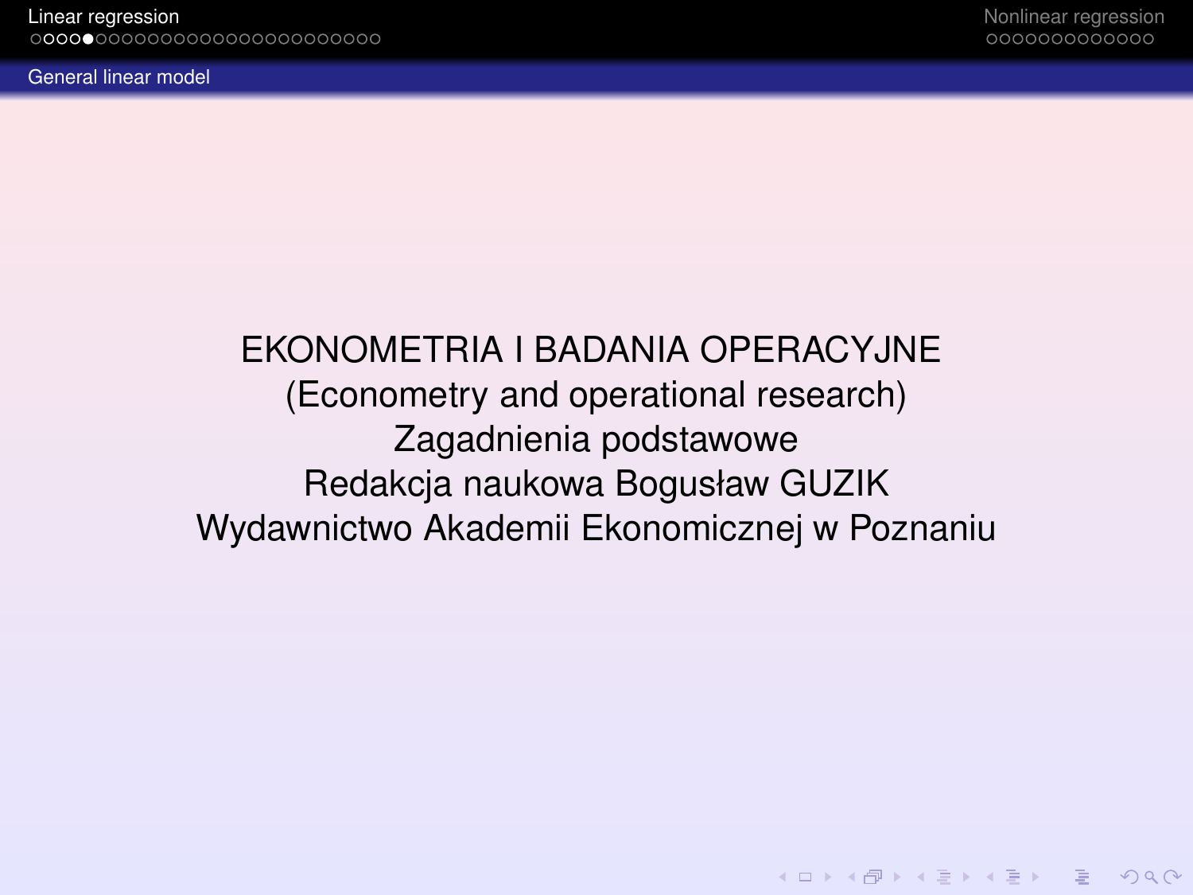## General linear model

EKONOMETRIA I BADANIA OPERACYJNE
(Econometry and operational research)
Zagadnienia podstawowe
Redakcja naukowa Bogusław GUZIK
Wydawnictwo Akademii Ekonomicznej w Poznaniu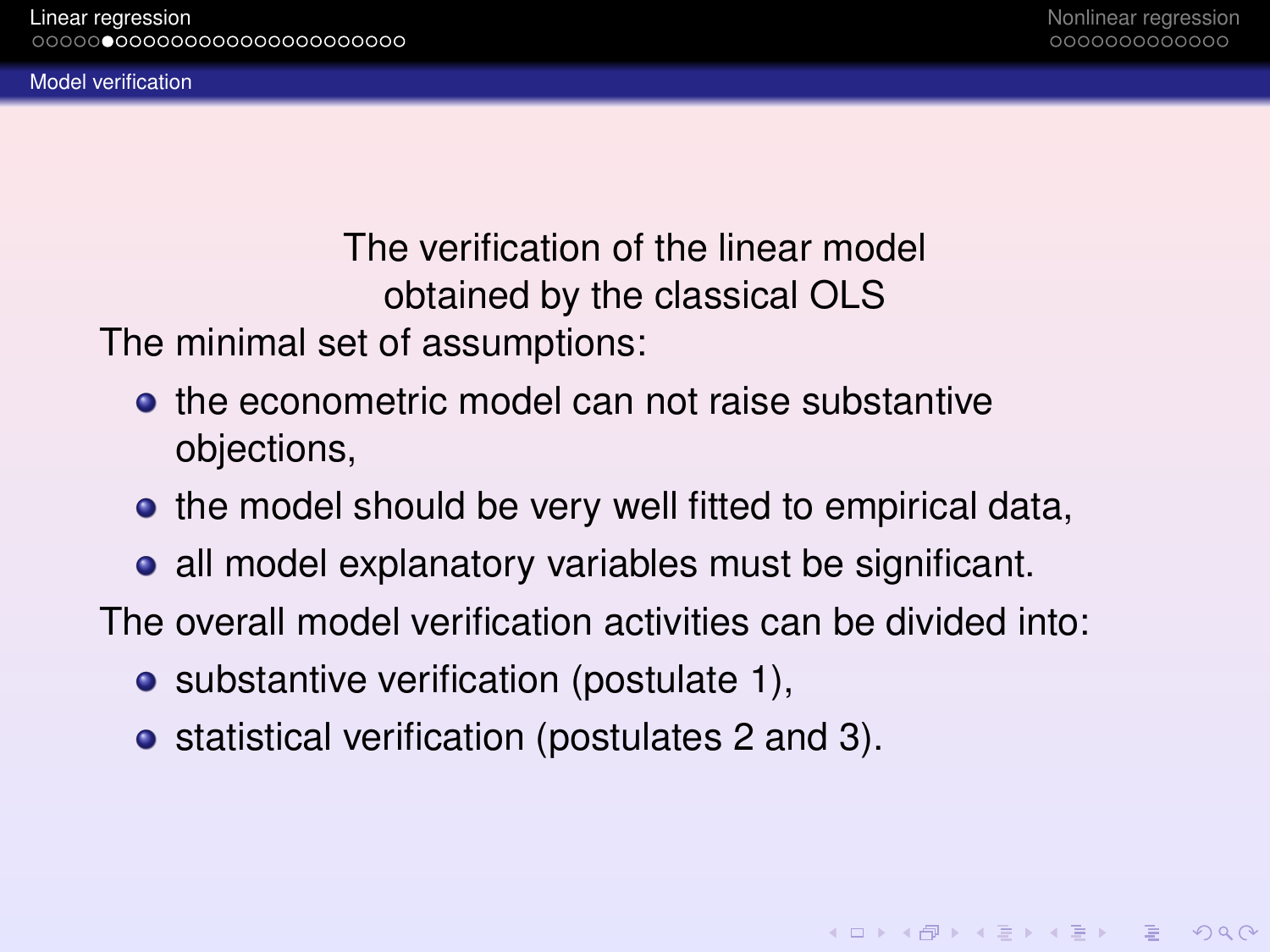## Model verification

The verification of the linear model
obtained by the classical OLS

The minimal set of assumptions:

- the econometric model can not raise substantive objections,
- the model should be very well fitted to empirical data,
- all model explanatory variables must be significant.

The overall model verification activities can be divided into:

- substantive verification (postulate 1),
- statistical verification (postulates 2 and 3).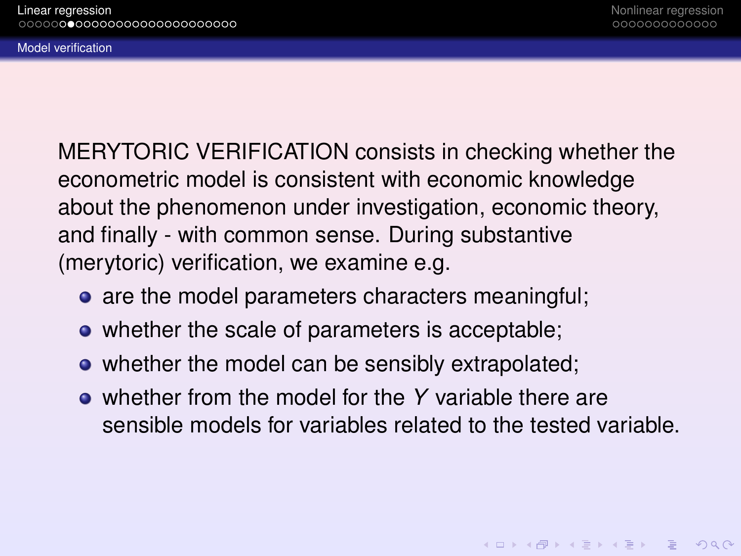## Model verification

MERYTORIC VERIFICATION consists in checking whether the econometric model is consistent with economic knowledge about the phenomenon under investigation, economic theory, and finally - with common sense. During substantive (merytoric) verification, we examine e.g.

- are the model parameters characters meaningful;
- whether the scale of parameters is acceptable;
- whether the model can be sensibly extrapolated;
- whether from the model for the $Y$ variable there are sensible models for variables related to the tested variable.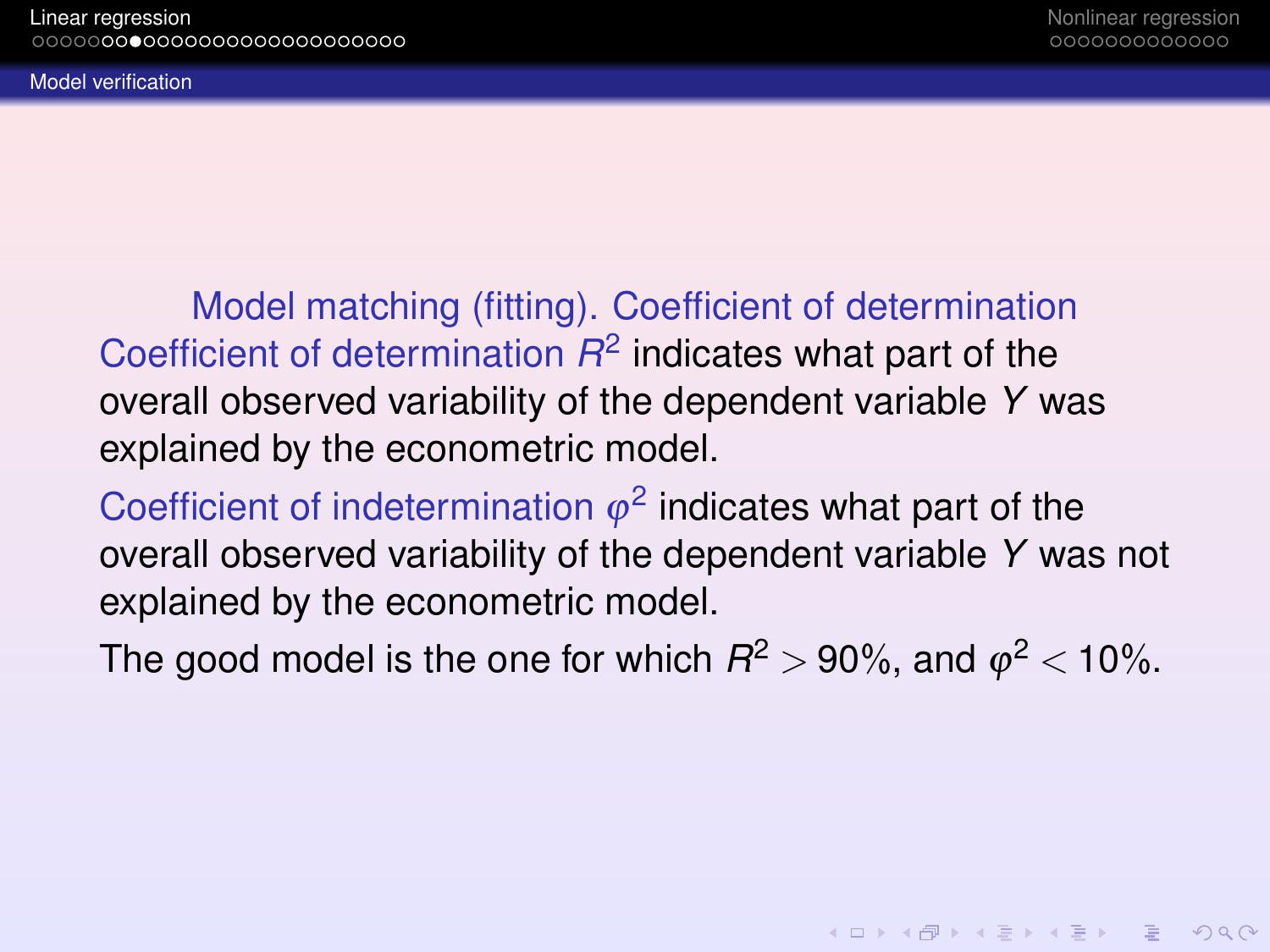## Model matching (fitting). Coefficient of determination

Coefficient of determination $R^2$ indicates what part of the overall observed variability of the dependent variable $Y$ was explained by the econometric model.

Coefficient of indetermination $\varphi^2$ indicates what part of the overall observed variability of the dependent variable $Y$ was not explained by the econometric model.

The good model is the one for which $R^2 > 90\%$, and $\varphi^2 < 10\%$.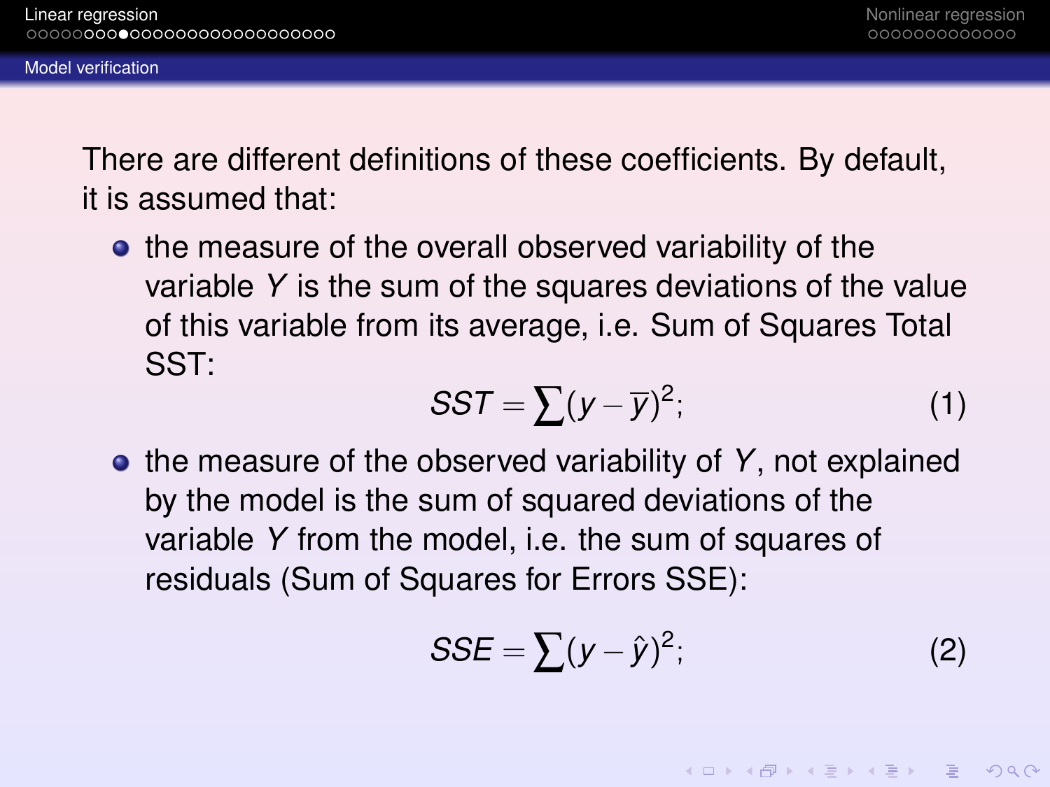## Model verification

There are different definitions of these coefficients. By default, it is assumed that:

- the measure of the overall observed variability of the variable $Y$ is the sum of the squares deviations of the value of this variable from its average, i.e. Sum of Squares Total SST:

$$SST = \sum (y - \overline{y})^2; \tag{1}$$

- the measure of the observed variability of $Y$, not explained by the model is the sum of squared deviations of the variable $Y$ from the model, i.e. the sum of squares of residuals (Sum of Squares for Errors SSE):

$$SSE = \sum (y - \hat{y})^2; \tag{2}$$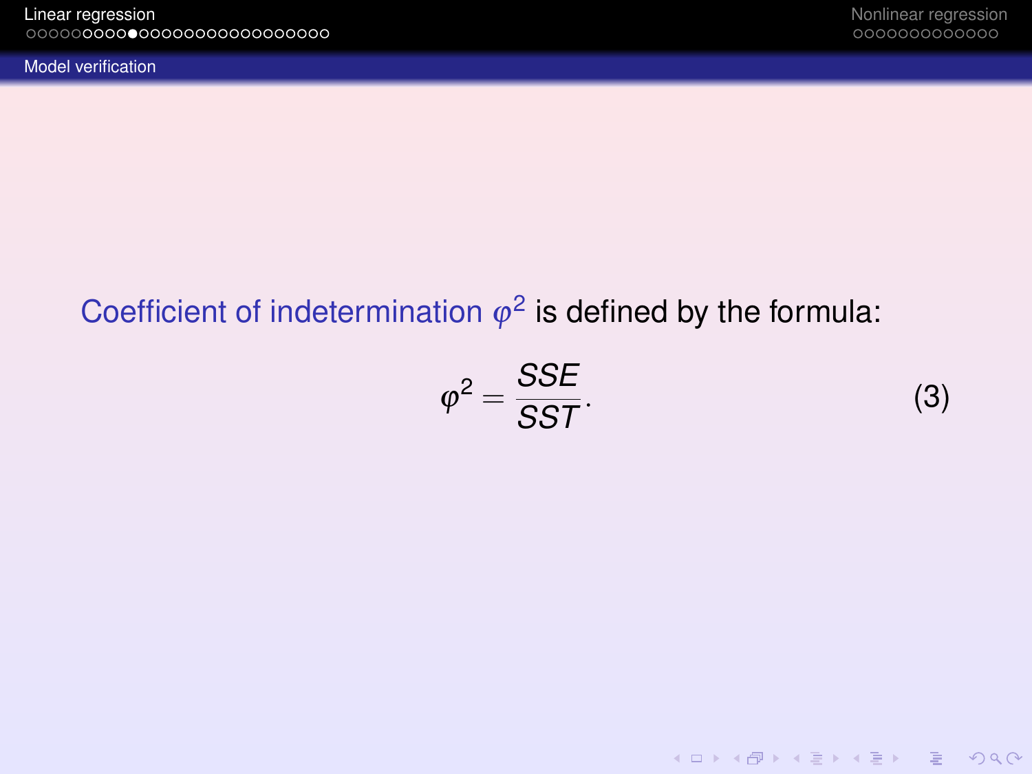## Model verification

Coefficient of indetermination $\varphi^2$ is defined by the formula:

$$\varphi^2 = \frac{SSE}{SST}. \tag{3}$$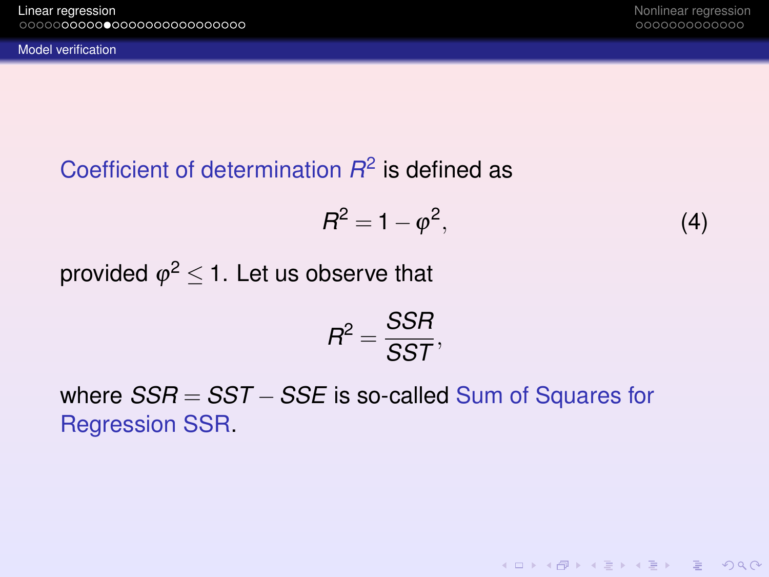## Model verification

Coefficient of determination $R^2$ is defined as

$$R^2 = 1 - \varphi^2, \tag{4}$$

provided $\varphi^2 \leq 1$. Let us observe that

$$R^2 = \frac{SSR}{SST},$$

where $SSR = SST - SSE$ is so-called Sum of Squares for Regression SSR.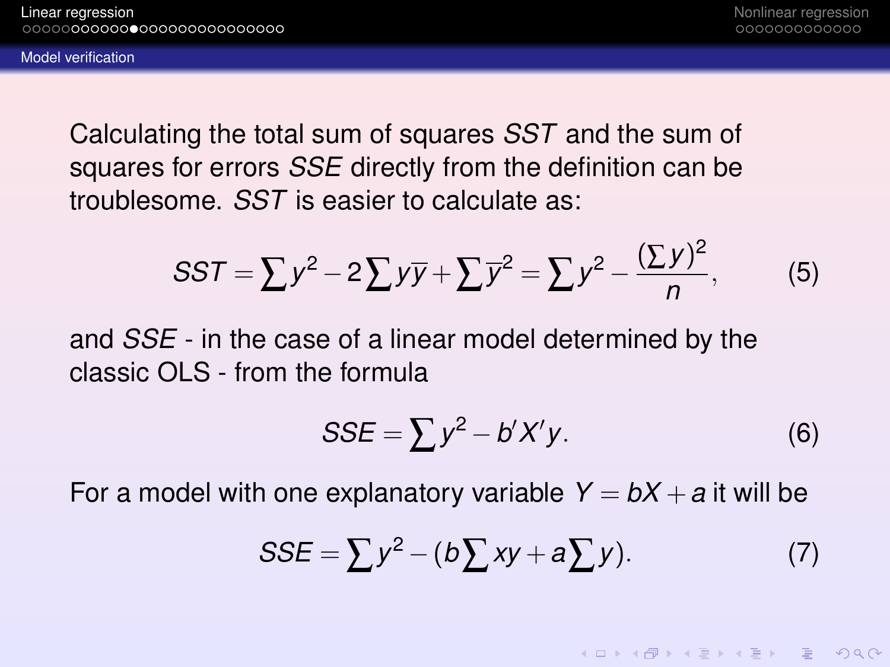## Model verification

Calculating the total sum of squares *SST* and the sum of squares for errors *SSE* directly from the definition can be troublesome. *SST* is easier to calculate as:

$$SST = \sum y^2 - 2\sum y\overline{y} + \sum \overline{y}^2 = \sum y^2 - \frac{(\sum y)^2}{n}, \tag{5}$$

and *SSE* - in the case of a linear model determined by the classic OLS - from the formula

$$SSE = \sum y^2 - b'X'y. \tag{6}$$

For a model with one explanatory variable $Y = bX + a$ it will be

$$SSE = \sum y^2 - (b\sum xy + a\sum y). \tag{7}$$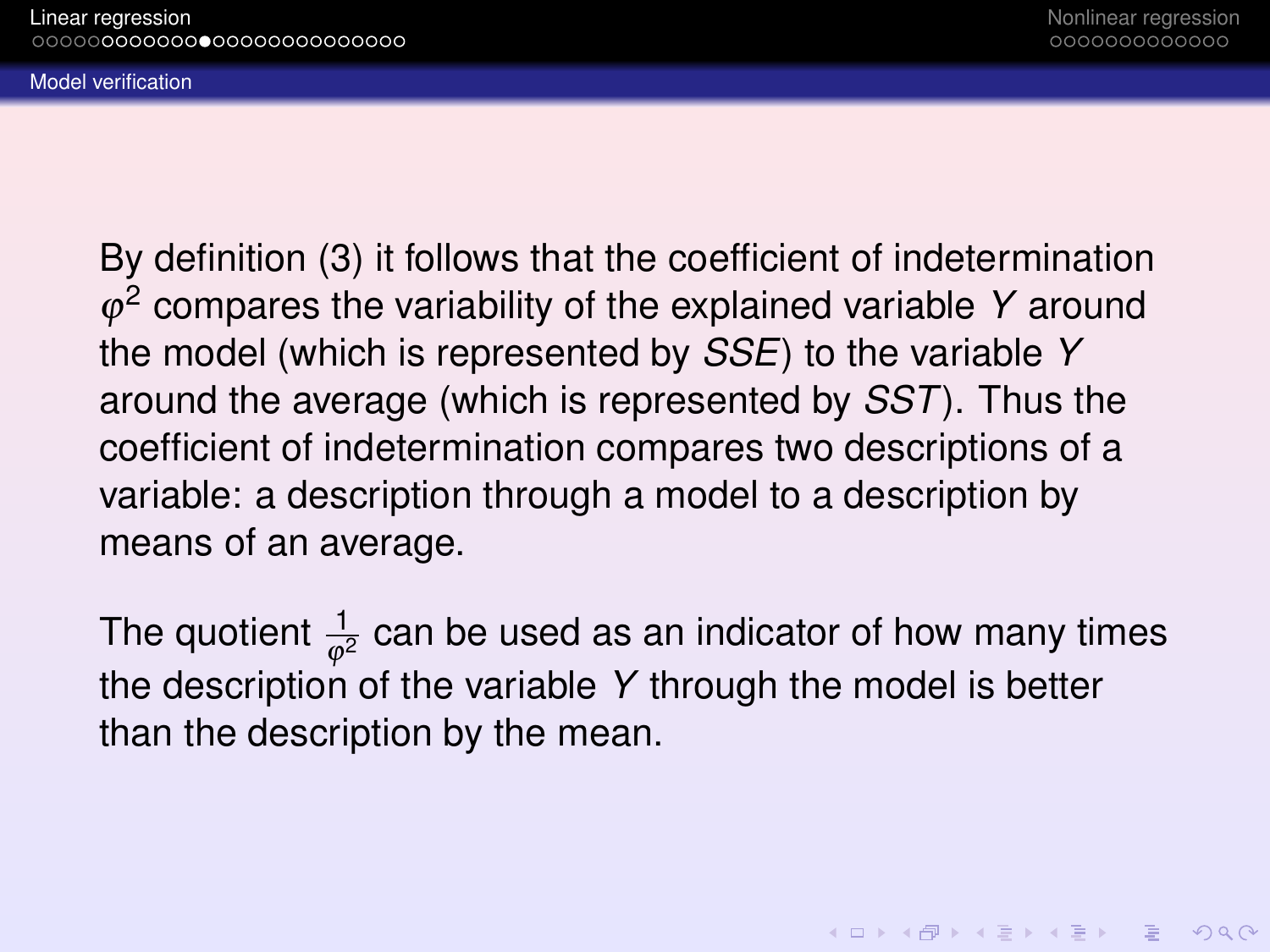## Model verification

By definition (3) it follows that the coefficient of indetermination $\varphi^2$ compares the variability of the explained variable $Y$ around the model (which is represented by $SSE$) to the variable $Y$ around the average (which is represented by $SST$). Thus the coefficient of indetermination compares two descriptions of a variable: a description through a model to a description by means of an average.

The quotient $\frac{1}{\varphi^2}$ can be used as an indicator of how many times the description of the variable $Y$ through the model is better than the description by the mean.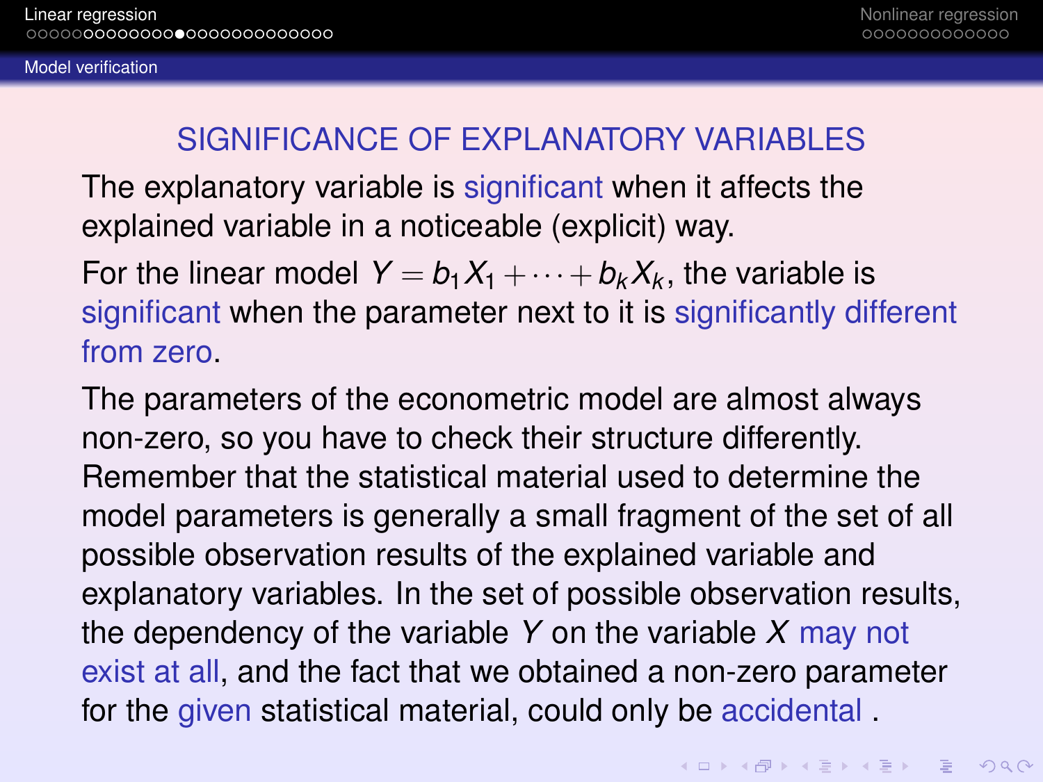## SIGNIFICANCE OF EXPLANATORY VARIABLES

The explanatory variable is significant when it affects the explained variable in a noticeable (explicit) way.

For the linear model $Y = b_1 X_1 + \cdots + b_k X_k$, the variable is significant when the parameter next to it is significantly different from zero.

The parameters of the econometric model are almost always non-zero, so you have to check their structure differently. Remember that the statistical material used to determine the model parameters is generally a small fragment of the set of all possible observation results of the explained variable and explanatory variables. In the set of possible observation results, the dependency of the variable $Y$ on the variable $X$ may not exist at all, and the fact that we obtained a non-zero parameter for the given statistical material, could only be accidental .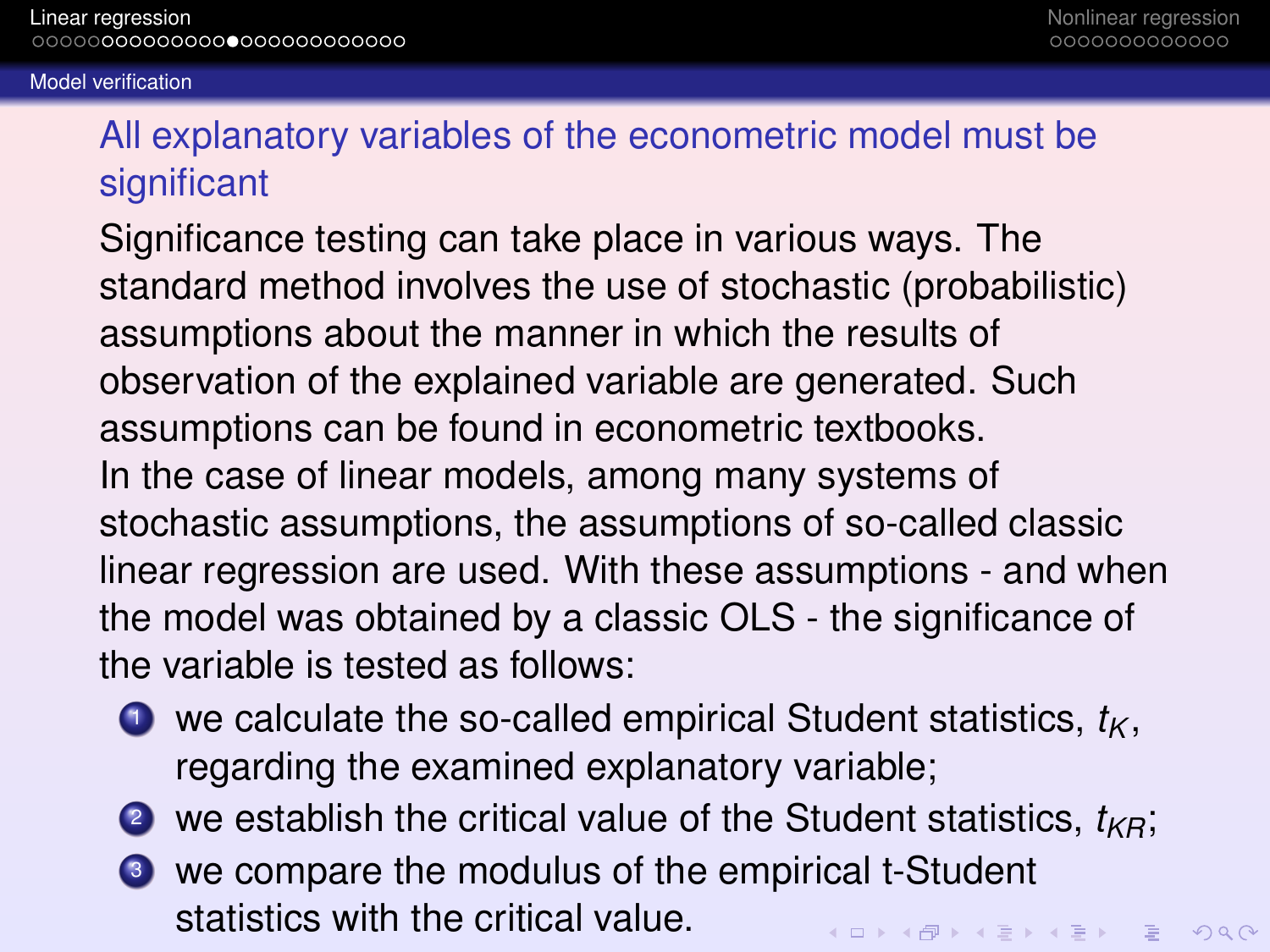## All explanatory variables of the econometric model must be significant

Significance testing can take place in various ways. The standard method involves the use of stochastic (probabilistic) assumptions about the manner in which the results of observation of the explained variable are generated. Such assumptions can be found in econometric textbooks.

In the case of linear models, among many systems of stochastic assumptions, the assumptions of so-called classic linear regression are used. With these assumptions - and when the model was obtained by a classic OLS - the significance of the variable is tested as follows:

1. we calculate the so-called empirical Student statistics, $t_K$, regarding the examined explanatory variable;
2. we establish the critical value of the Student statistics, $t_{KR}$;
3. we compare the modulus of the empirical t-Student statistics with the critical value.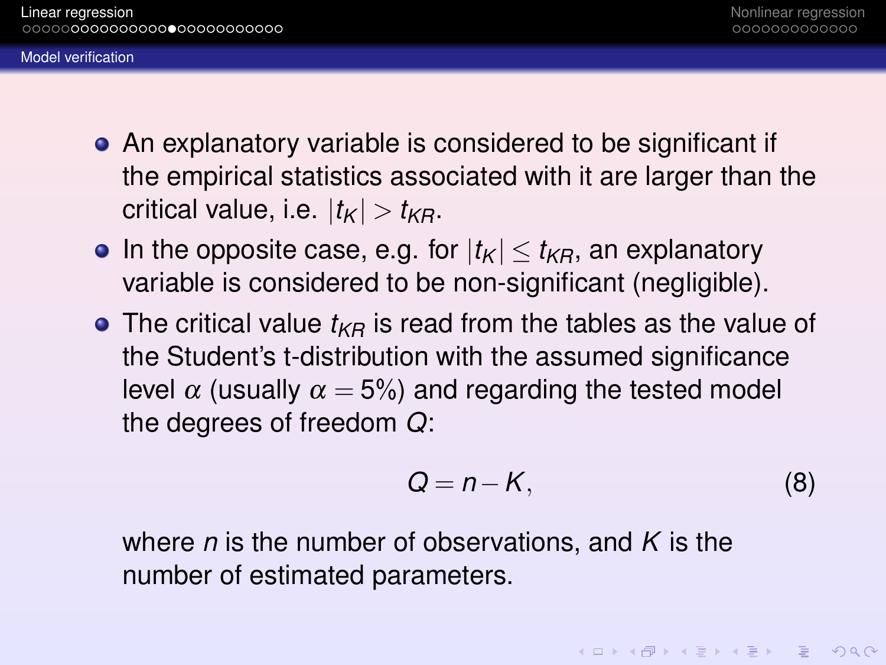- An explanatory variable is considered to be significant if the empirical statistics associated with it are larger than the critical value, i.e. $|t_K| > t_{KR}$.
- In the opposite case, e.g. for $|t_K| \leq t_{KR}$, an explanatory variable is considered to be non-significant (negligible).
- The critical value $t_{KR}$ is read from the tables as the value of the Student's t-distribution with the assumed significance level $\alpha$ (usually $\alpha = 5\%$) and regarding the tested model the degrees of freedom $Q$:

$$Q = n - K, \tag{8}$$

where $n$ is the number of observations, and $K$ is the number of estimated parameters.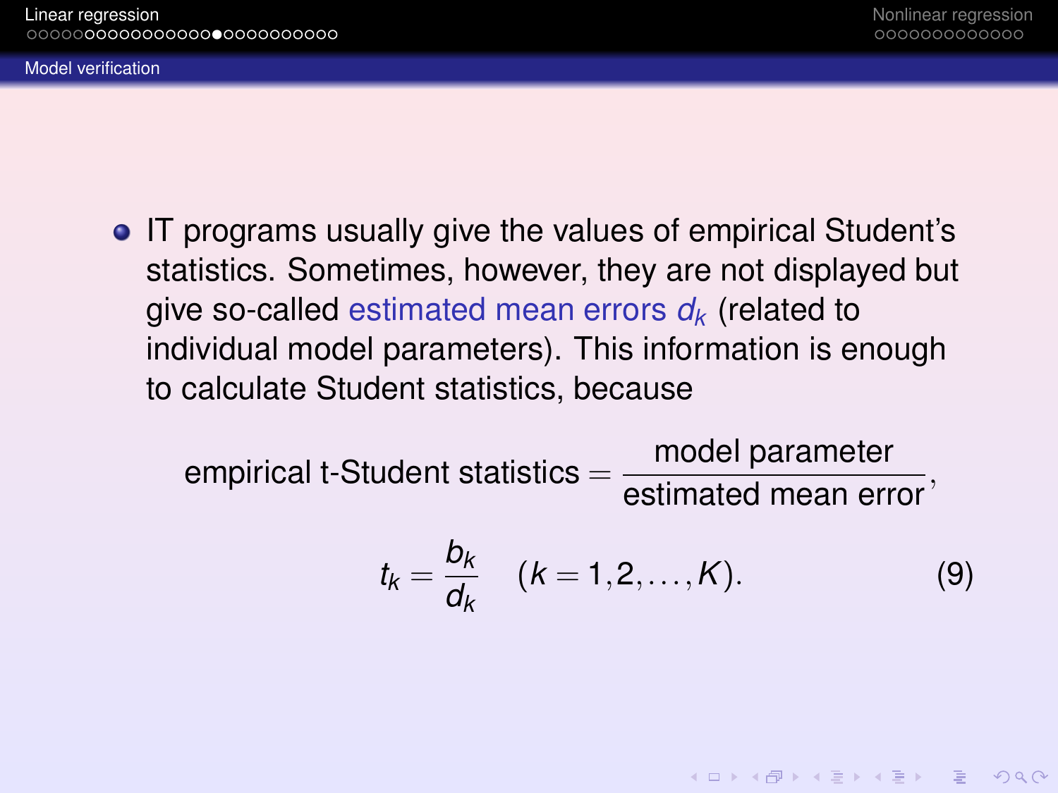## Model verification

- IT programs usually give the values of empirical Student's statistics. Sometimes, however, they are not displayed but give so-called estimated mean errors $d_k$ (related to individual model parameters). This information is enough to calculate Student statistics, because

$$\text{empirical t-Student statistics} = \frac{\text{model parameter}}{\text{estimated mean error}},$$

$$t_k = \frac{b_k}{d_k} \quad (k = 1, 2, \ldots, K). \tag{9}$$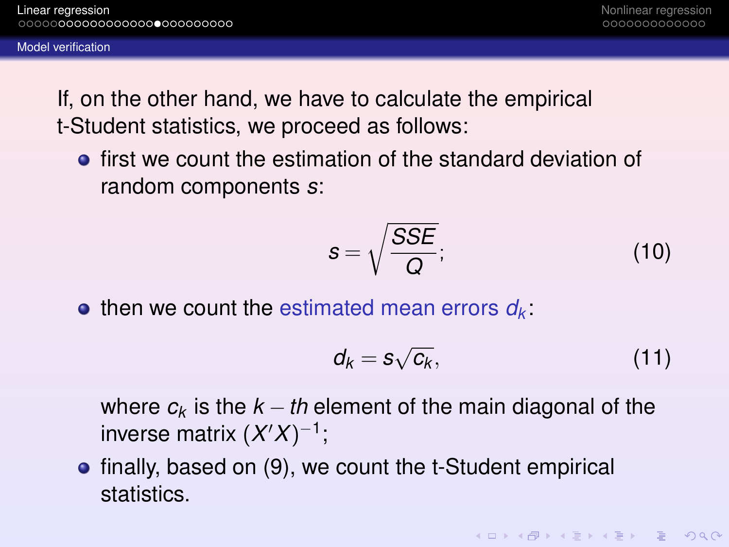## Model verification

If, on the other hand, we have to calculate the empirical t-Student statistics, we proceed as follows:

- first we count the estimation of the standard deviation of random components $s$:

$$s = \sqrt{\frac{SSE}{Q}}; \tag{10}$$

- then we count the estimated mean errors $d_k$:

$$d_k = s\sqrt{c_k}, \tag{11}$$

  where $c_k$ is the $k-th$ element of the main diagonal of the inverse matrix $(X'X)^{-1}$;

- finally, based on (9), we count the t-Student empirical statistics.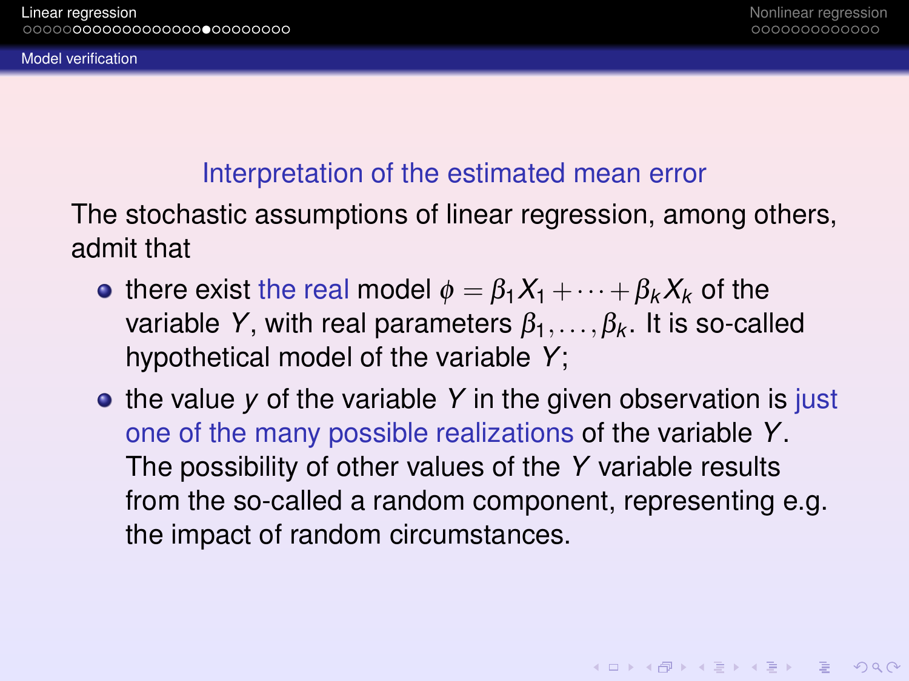## Interpretation of the estimated mean error

The stochastic assumptions of linear regression, among others, admit that

- there exist the real model $\phi = \beta_1 X_1 + \cdots + \beta_k X_k$ of the variable $Y$, with real parameters $\beta_1, \ldots, \beta_k$. It is so-called hypothetical model of the variable $Y$;
- the value $y$ of the variable $Y$ in the given observation is just one of the many possible realizations of the variable $Y$. The possibility of other values of the $Y$ variable results from the so-called a random component, representing e.g. the impact of random circumstances.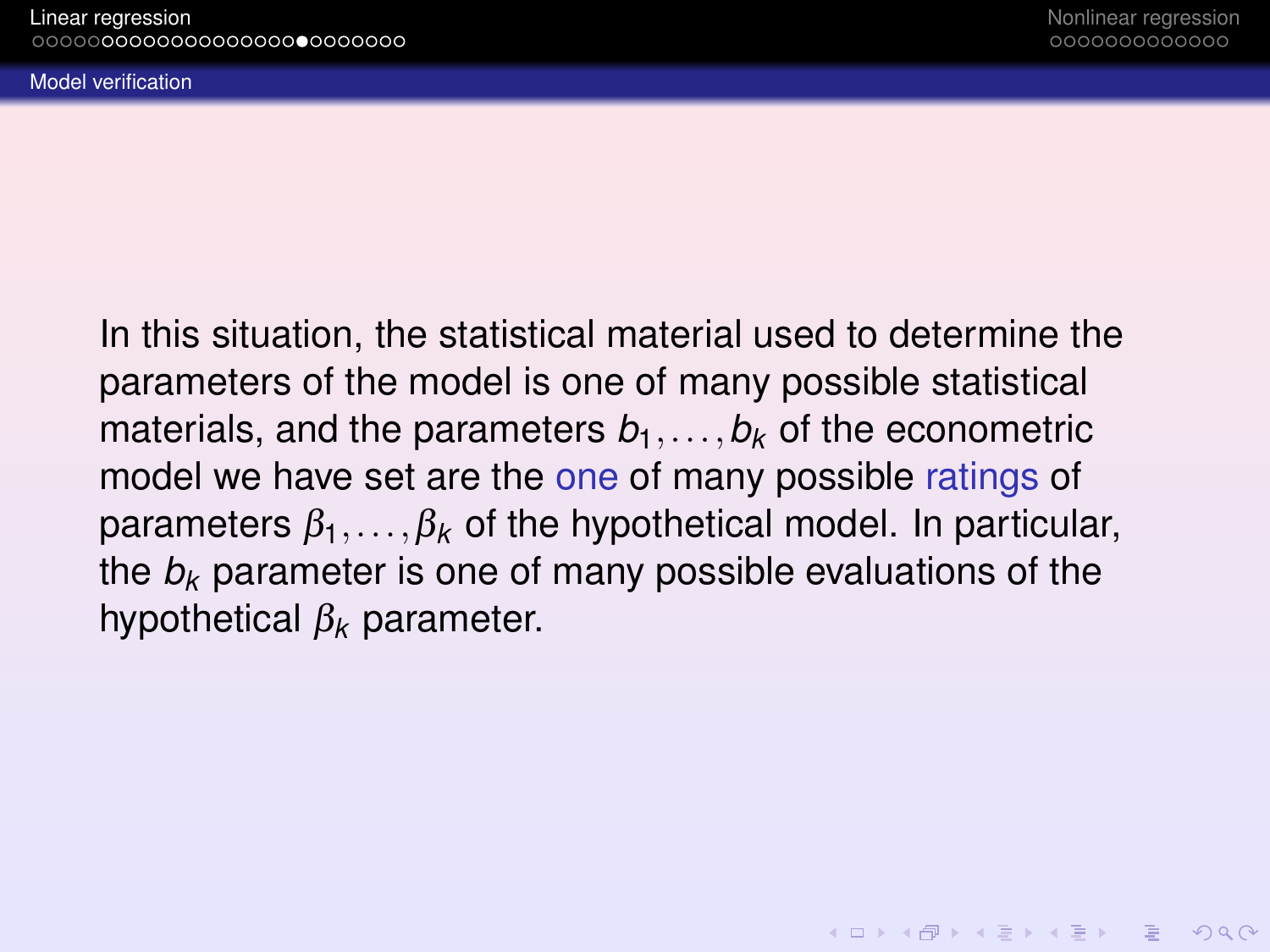## Model verification

In this situation, the statistical material used to determine the parameters of the model is one of many possible statistical materials, and the parameters $b_1, \ldots, b_k$ of the econometric model we have set are the one of many possible ratings of parameters $\beta_1, \ldots, \beta_k$ of the hypothetical model. In particular, the $b_k$ parameter is one of many possible evaluations of the hypothetical $\beta_k$ parameter.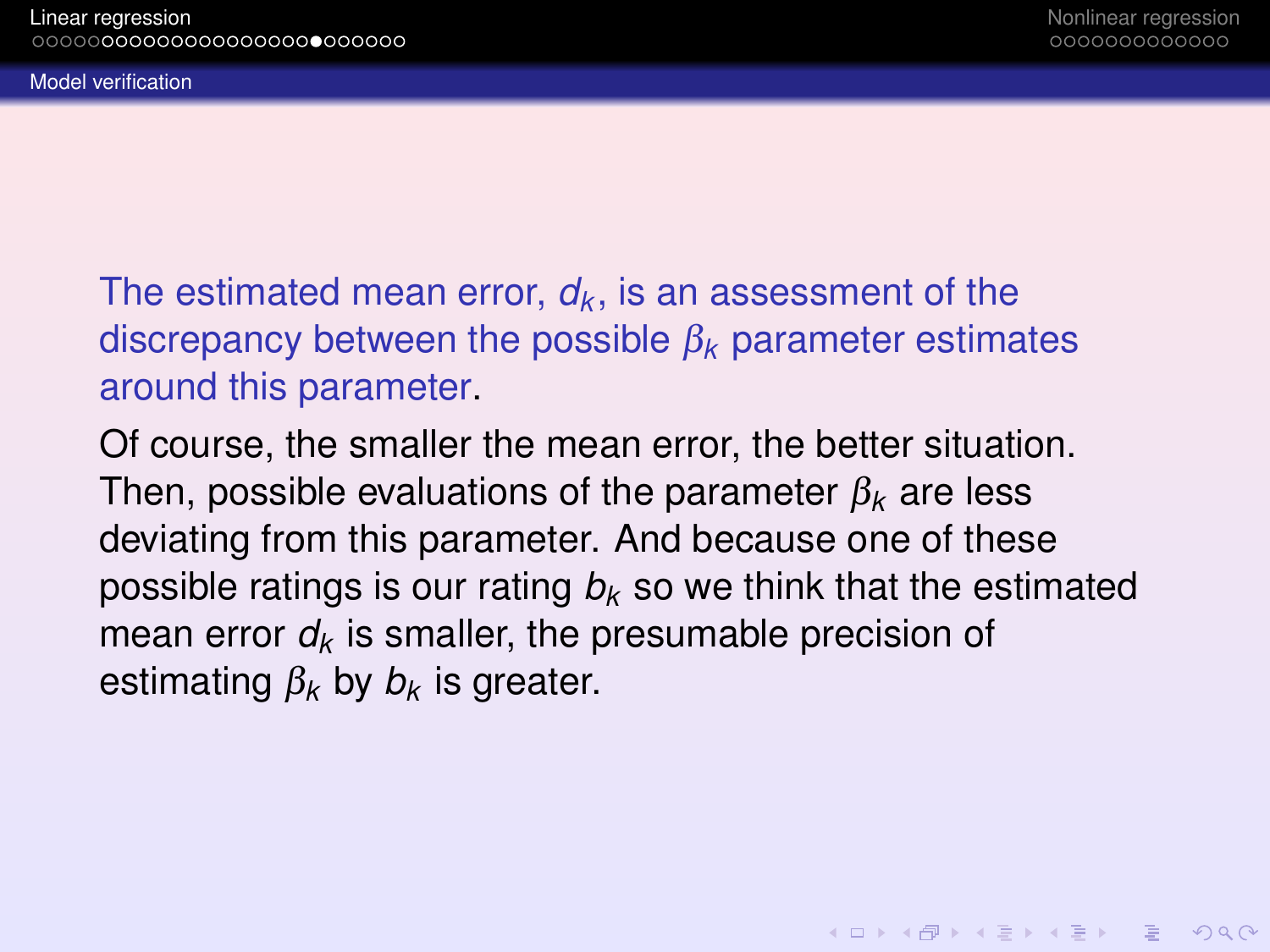## Model verification

The estimated mean error, $d_k$, is an assessment of the discrepancy between the possible $\beta_k$ parameter estimates around this parameter.

Of course, the smaller the mean error, the better situation. Then, possible evaluations of the parameter $\beta_k$ are less deviating from this parameter. And because one of these possible ratings is our rating $b_k$ so we think that the estimated mean error $d_k$ is smaller, the presumable precision of estimating $\beta_k$ by $b_k$ is greater.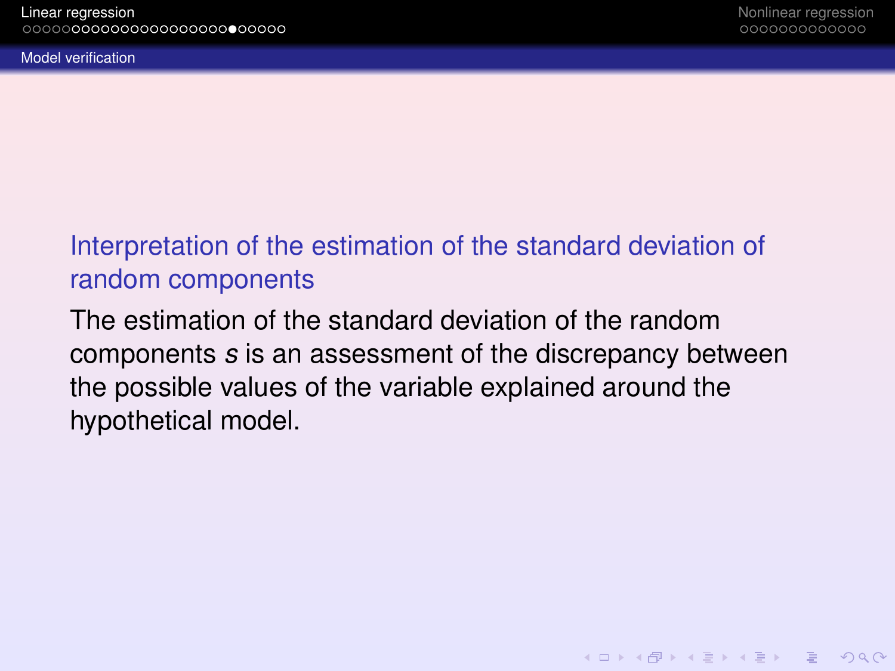### Interpretation of the estimation of the standard deviation of random components

The estimation of the standard deviation of the random components $s$ is an assessment of the discrepancy between the possible values of the variable explained around the hypothetical model.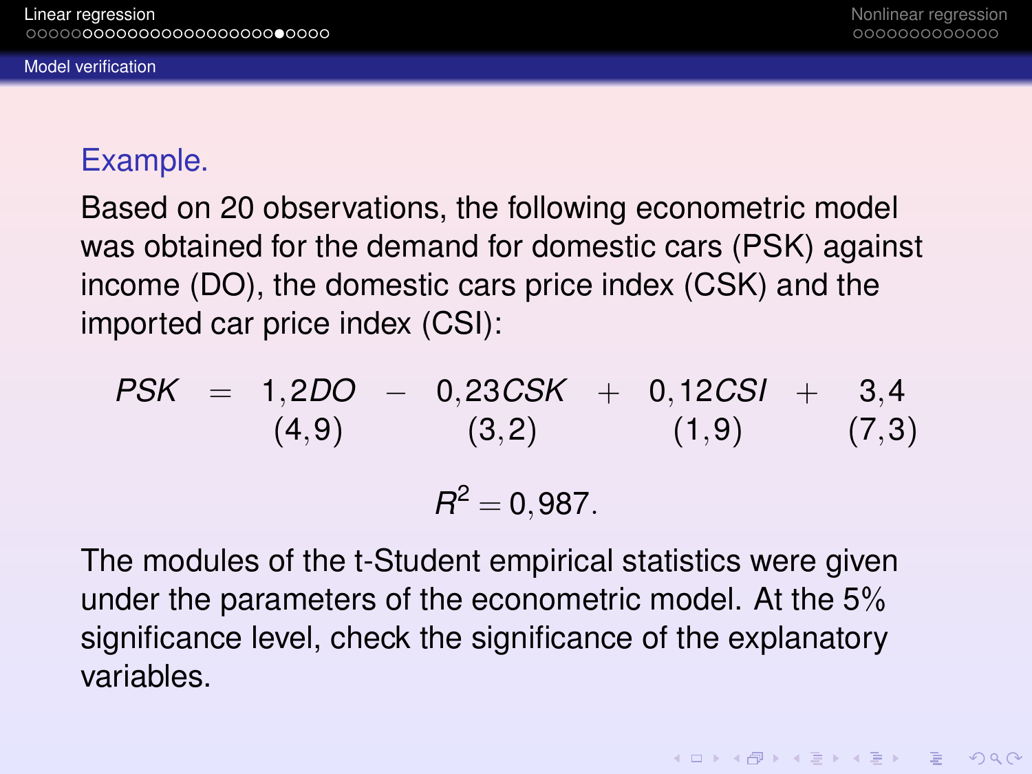### Model verification

**Example.**

Based on 20 observations, the following econometric model was obtained for the demand for domestic cars (PSK) against income (DO), the domestic cars price index (CSK) and the imported car price index (CSI):

$$
\begin{array}{ccccccccc}
PSK & = & 1{,}2DO & - & 0{,}23CSK & + & 0{,}12CSI & + & 3{,}4 \\
 & & (4{,}9) & & (3{,}2) & & (1{,}9) & & (7{,}3)
\end{array}
$$

$$
R^2 = 0{,}987.
$$

The modules of the t-Student empirical statistics were given under the parameters of the econometric model. At the 5% significance level, check the significance of the explanatory variables.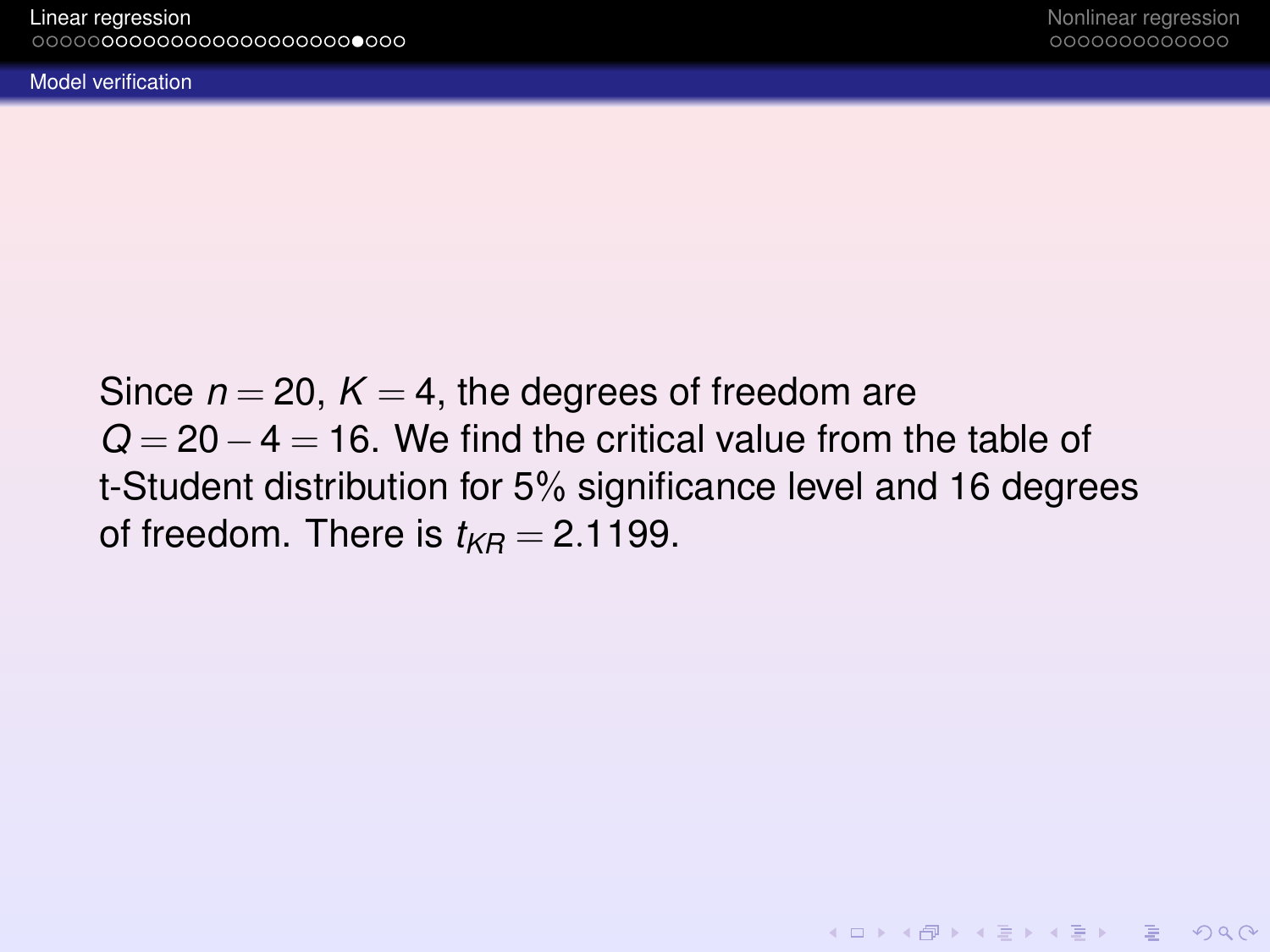Since $n = 20$, $K = 4$, the degrees of freedom are $Q = 20 - 4 = 16$. We find the critical value from the table of t-Student distribution for 5% significance level and 16 degrees of freedom. There is $t_{KR} = 2.1199$.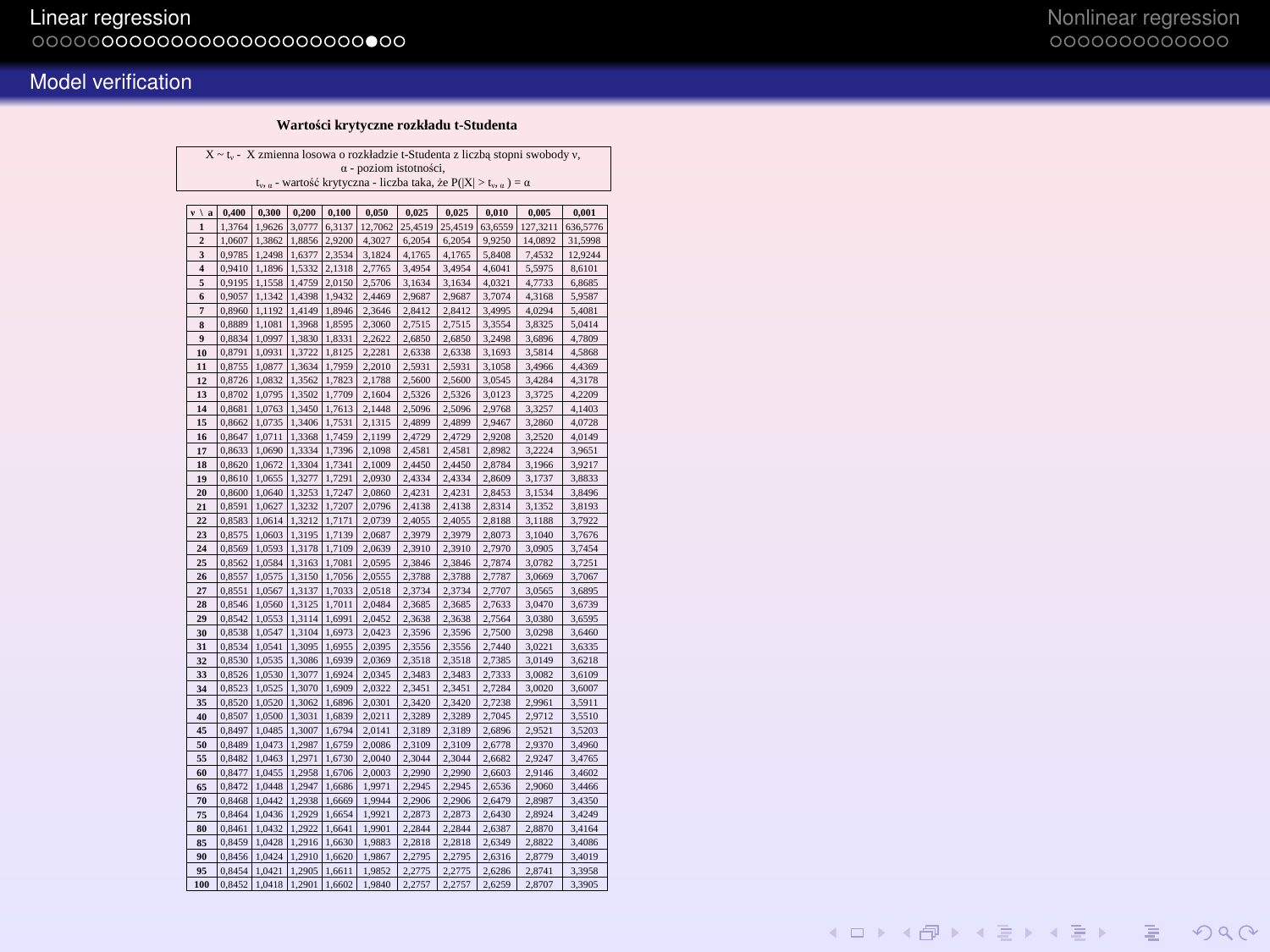## Model verification

**Wartości krytyczne rozkładu t-Studenta**

$X \sim t_\nu$ - X zmienna losowa o rozkładzie t-Studenta z liczbą stopni swobody $\nu$,
$\alpha$ - poziom istotności,
$t_{\nu,\alpha}$ - wartość krytyczna - liczba taka, że $P(|X| > t_{\nu,\alpha}) = \alpha$

| ν \ α | 0,400 | 0,300 | 0,200 | 0,100 | 0,050 | 0,025 | 0,025 | 0,010 | 0,005 | 0,001 |
|---|---|---|---|---|---|---|---|---|---|---|
| 1 | 1,3764 | 1,9626 | 3,0777 | 6,3137 | 12,7062 | 25,4519 | 25,4519 | 63,6559 | 127,3211 | 636,5776 |
| 2 | 1,0607 | 1,3862 | 1,8856 | 2,9200 | 4,3027 | 6,2054 | 6,2054 | 9,9250 | 14,0892 | 31,5998 |
| 3 | 0,9785 | 1,2498 | 1,6377 | 2,3534 | 3,1824 | 4,1765 | 4,1765 | 5,8408 | 7,4532 | 12,9244 |
| 4 | 0,9410 | 1,1896 | 1,5332 | 2,1318 | 2,7765 | 3,4954 | 3,4954 | 4,6041 | 5,5975 | 8,6101 |
| 5 | 0,9195 | 1,1558 | 1,4759 | 2,0150 | 2,5706 | 3,1634 | 3,1634 | 4,0321 | 4,7733 | 6,8685 |
| 6 | 0,9057 | 1,1342 | 1,4398 | 1,9432 | 2,4469 | 2,9687 | 2,9687 | 3,7074 | 4,3168 | 5,9587 |
| 7 | 0,8960 | 1,1192 | 1,4149 | 1,8946 | 2,3646 | 2,8412 | 2,8412 | 3,4995 | 4,0294 | 5,4081 |
| 8 | 0,8889 | 1,1081 | 1,3968 | 1,8595 | 2,3060 | 2,7515 | 2,7515 | 3,3554 | 3,8325 | 5,0414 |
| 9 | 0,8834 | 1,0997 | 1,3830 | 1,8331 | 2,2622 | 2,6850 | 2,6850 | 3,2498 | 3,6896 | 4,7809 |
| 10 | 0,8791 | 1,0931 | 1,3722 | 1,8125 | 2,2281 | 2,6338 | 2,6338 | 3,1693 | 3,5814 | 4,5868 |
| 11 | 0,8755 | 1,0877 | 1,3634 | 1,7959 | 2,2010 | 2,5931 | 2,5931 | 3,1058 | 3,4966 | 4,4369 |
| 12 | 0,8726 | 1,0832 | 1,3562 | 1,7823 | 2,1788 | 2,5600 | 2,5600 | 3,0545 | 3,4284 | 4,3178 |
| 13 | 0,8702 | 1,0795 | 1,3502 | 1,7709 | 2,1604 | 2,5326 | 2,5326 | 3,0123 | 3,3725 | 4,2209 |
| 14 | 0,8681 | 1,0763 | 1,3450 | 1,7613 | 2,1448 | 2,5096 | 2,5096 | 2,9768 | 3,3257 | 4,1403 |
| 15 | 0,8662 | 1,0735 | 1,3406 | 1,7531 | 2,1315 | 2,4899 | 2,4899 | 2,9467 | 3,2860 | 4,0728 |
| 16 | 0,8647 | 1,0711 | 1,3368 | 1,7459 | 2,1199 | 2,4729 | 2,4729 | 2,9208 | 3,2520 | 4,0149 |
| 17 | 0,8633 | 1,0690 | 1,3334 | 1,7396 | 2,1098 | 2,4581 | 2,4581 | 2,8982 | 3,2224 | 3,9651 |
| 18 | 0,8620 | 1,0672 | 1,3304 | 1,7341 | 2,1009 | 2,4450 | 2,4450 | 2,8784 | 3,1966 | 3,9217 |
| 19 | 0,8610 | 1,0655 | 1,3277 | 1,7291 | 2,0930 | 2,4334 | 2,4334 | 2,8609 | 3,1737 | 3,8833 |
| 20 | 0,8600 | 1,0640 | 1,3253 | 1,7247 | 2,0860 | 2,4231 | 2,4231 | 2,8453 | 3,1534 | 3,8496 |
| 21 | 0,8591 | 1,0627 | 1,3232 | 1,7207 | 2,0796 | 2,4138 | 2,4138 | 2,8314 | 3,1352 | 3,8193 |
| 22 | 0,8583 | 1,0614 | 1,3212 | 1,7171 | 2,0739 | 2,4055 | 2,4055 | 2,8188 | 3,1188 | 3,7922 |
| 23 | 0,8575 | 1,0603 | 1,3195 | 1,7139 | 2,0687 | 2,3979 | 2,3979 | 2,8073 | 3,1040 | 3,7676 |
| 24 | 0,8569 | 1,0593 | 1,3178 | 1,7109 | 2,0639 | 2,3910 | 2,3910 | 2,7970 | 3,0905 | 3,7454 |
| 25 | 0,8562 | 1,0584 | 1,3163 | 1,7081 | 2,0595 | 2,3846 | 2,3846 | 2,7874 | 3,0782 | 3,7251 |
| 26 | 0,8557 | 1,0575 | 1,3150 | 1,7056 | 2,0555 | 2,3788 | 2,3788 | 2,7787 | 3,0669 | 3,7067 |
| 27 | 0,8551 | 1,0567 | 1,3137 | 1,7033 | 2,0518 | 2,3734 | 2,3734 | 2,7707 | 3,0565 | 3,6895 |
| 28 | 0,8546 | 1,0560 | 1,3125 | 1,7011 | 2,0484 | 2,3685 | 2,3685 | 2,7633 | 3,0470 | 3,6739 |
| 29 | 0,8542 | 1,0553 | 1,3114 | 1,6991 | 2,0452 | 2,3638 | 2,3638 | 2,7564 | 3,0380 | 3,6595 |
| 30 | 0,8538 | 1,0547 | 1,3104 | 1,6973 | 2,0423 | 2,3596 | 2,3596 | 2,7500 | 3,0298 | 3,6460 |
| 31 | 0,8534 | 1,0541 | 1,3095 | 1,6955 | 2,0395 | 2,3556 | 2,3556 | 2,7440 | 3,0221 | 3,6335 |
| 32 | 0,8530 | 1,0535 | 1,3086 | 1,6939 | 2,0369 | 2,3518 | 2,3518 | 2,7385 | 3,0149 | 3,6218 |
| 33 | 0,8526 | 1,0530 | 1,3077 | 1,6924 | 2,0345 | 2,3483 | 2,3483 | 2,7333 | 3,0082 | 3,6109 |
| 34 | 0,8523 | 1,0525 | 1,3070 | 1,6909 | 2,0322 | 2,3451 | 2,3451 | 2,7284 | 3,0020 | 3,6007 |
| 35 | 0,8520 | 1,0520 | 1,3062 | 1,6896 | 2,0301 | 2,3420 | 2,3420 | 2,7238 | 2,9961 | 3,5911 |
| 40 | 0,8507 | 1,0500 | 1,3031 | 1,6839 | 2,0211 | 2,3289 | 2,3289 | 2,7045 | 2,9712 | 3,5510 |
| 45 | 0,8497 | 1,0485 | 1,3007 | 1,6794 | 2,0141 | 2,3189 | 2,3189 | 2,6896 | 2,9521 | 3,5203 |
| 50 | 0,8489 | 1,0473 | 1,2987 | 1,6759 | 2,0086 | 2,3109 | 2,3109 | 2,6778 | 2,9370 | 3,4960 |
| 55 | 0,8482 | 1,0463 | 1,2971 | 1,6730 | 2,0040 | 2,3044 | 2,3044 | 2,6682 | 2,9247 | 3,4765 |
| 60 | 0,8477 | 1,0455 | 1,2958 | 1,6706 | 2,0003 | 2,2990 | 2,2990 | 2,6603 | 2,9146 | 3,4602 |
| 65 | 0,8472 | 1,0448 | 1,2947 | 1,6686 | 1,9971 | 2,2945 | 2,2945 | 2,6536 | 2,9060 | 3,4466 |
| 70 | 0,8468 | 1,0442 | 1,2938 | 1,6669 | 1,9944 | 2,2906 | 2,2906 | 2,6479 | 2,8987 | 3,4350 |
| 75 | 0,8464 | 1,0436 | 1,2929 | 1,6654 | 1,9921 | 2,2873 | 2,2873 | 2,6430 | 2,8924 | 3,4249 |
| 80 | 0,8461 | 1,0432 | 1,2922 | 1,6641 | 1,9901 | 2,2844 | 2,2844 | 2,6387 | 2,8870 | 3,4164 |
| 85 | 0,8459 | 1,0428 | 1,2916 | 1,6630 | 1,9883 | 2,2818 | 2,2818 | 2,6349 | 2,8822 | 3,4086 |
| 90 | 0,8456 | 1,0424 | 1,2910 | 1,6620 | 1,9867 | 2,2795 | 2,2795 | 2,6316 | 2,8779 | 3,4019 |
| 95 | 0,8454 | 1,0421 | 1,2905 | 1,6611 | 1,9852 | 2,2775 | 2,2775 | 2,6286 | 2,8741 | 3,3958 |
| 100 | 0,8452 | 1,0418 | 1,2901 | 1,6602 | 1,9840 | 2,2757 | 2,2757 | 2,6259 | 2,8707 | 3,3905 |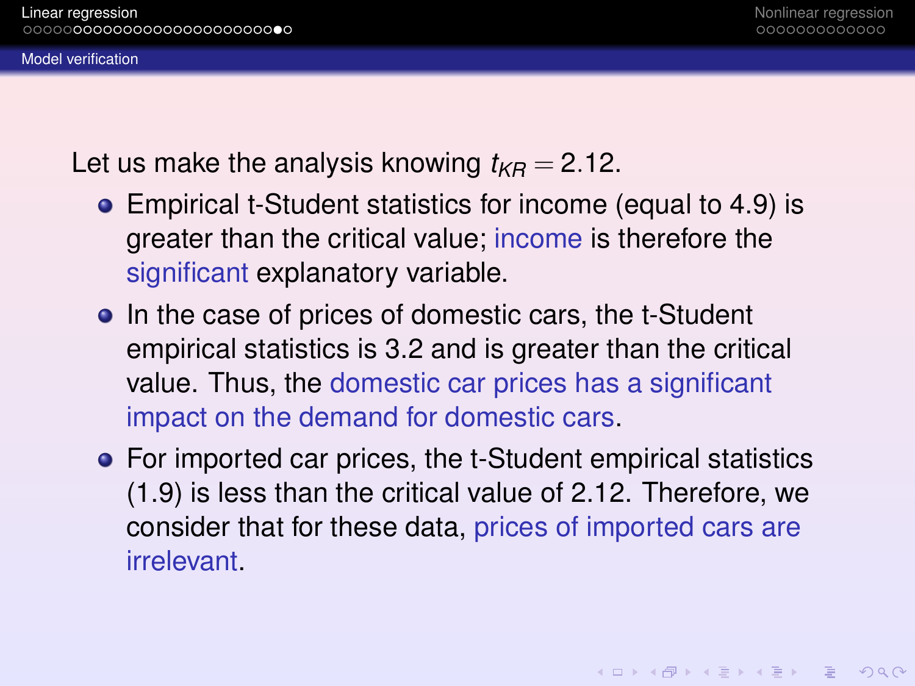## Model verification

Let us make the analysis knowing $t_{KR} = 2.12$.

- Empirical t-Student statistics for income (equal to 4.9) is greater than the critical value; income is therefore the significant explanatory variable.
- In the case of prices of domestic cars, the t-Student empirical statistics is 3.2 and is greater than the critical value. Thus, the domestic car prices has a significant impact on the demand for domestic cars.
- For imported car prices, the t-Student empirical statistics (1.9) is less than the critical value of 2.12. Therefore, we consider that for these data, prices of imported cars are irrelevant.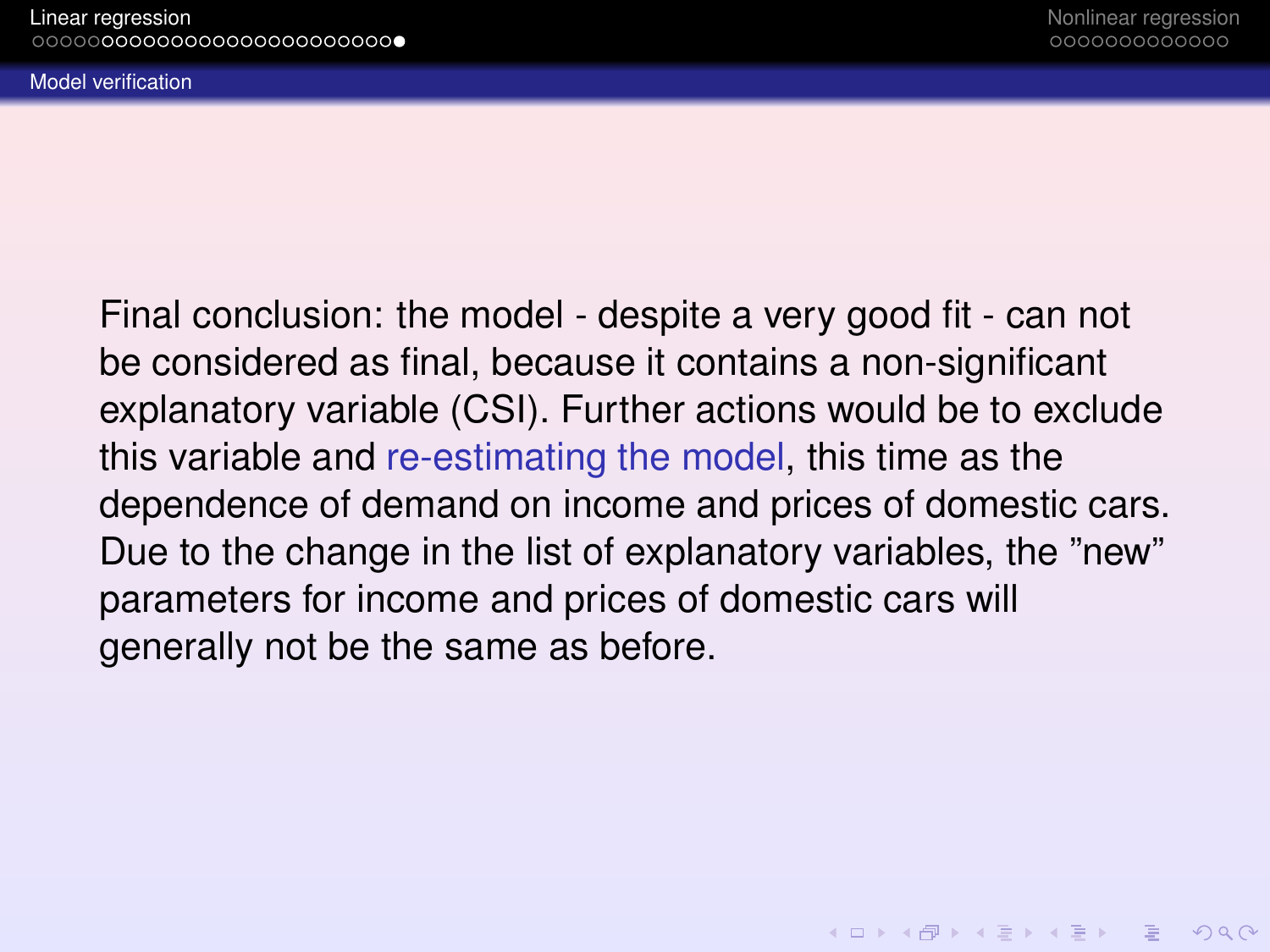## Model verification

Final conclusion: the model - despite a very good fit - can not be considered as final, because it contains a non-significant explanatory variable (CSI). Further actions would be to exclude this variable and re-estimating the model, this time as the dependence of demand on income and prices of domestic cars. Due to the change in the list of explanatory variables, the "new" parameters for income and prices of domestic cars will generally not be the same as before.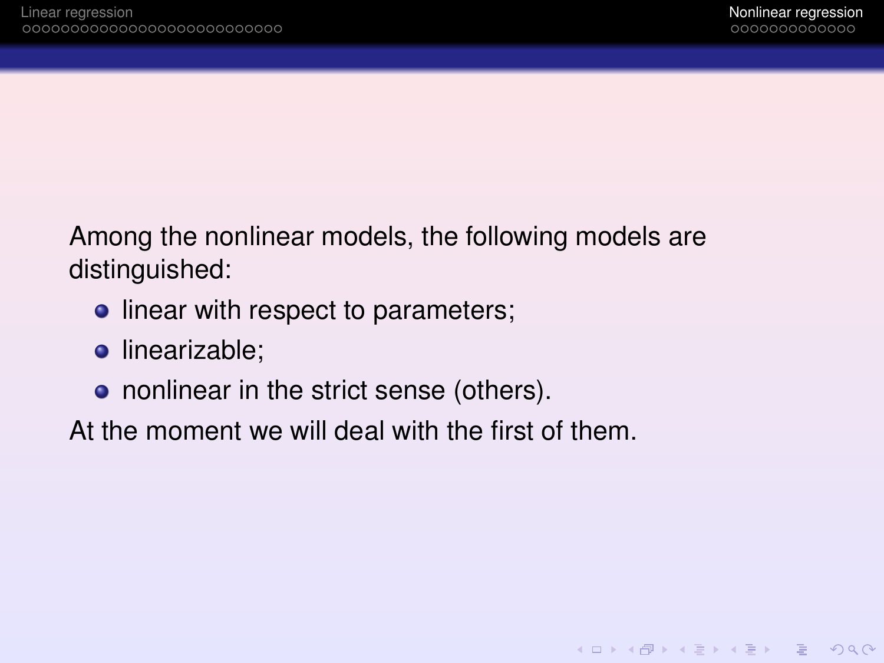Among the nonlinear models, the following models are distinguished:

- linear with respect to parameters;
- linearizable;
- nonlinear in the strict sense (others).

At the moment we will deal with the first of them.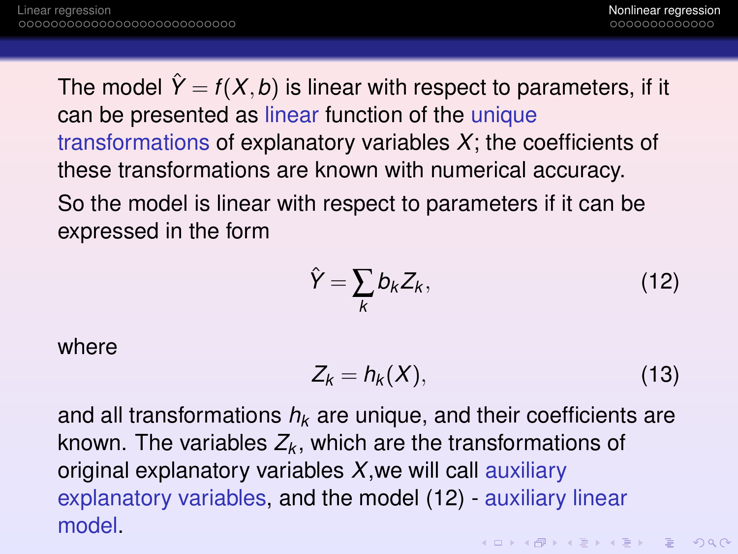The model $\hat{Y} = f(X, b)$ is linear with respect to parameters, if it can be presented as linear function of the unique transformations of explanatory variables $X$; the coefficients of these transformations are known with numerical accuracy.

So the model is linear with respect to parameters if it can be expressed in the form

$$\hat{Y} = \sum_{k} b_k Z_k, \tag{12}$$

where

$$Z_k = h_k(X), \tag{13}$$

and all transformations $h_k$ are unique, and their coefficients are known. The variables $Z_k$, which are the transformations of original explanatory variables $X$,we will call auxiliary explanatory variables, and the model (12) - auxiliary linear model.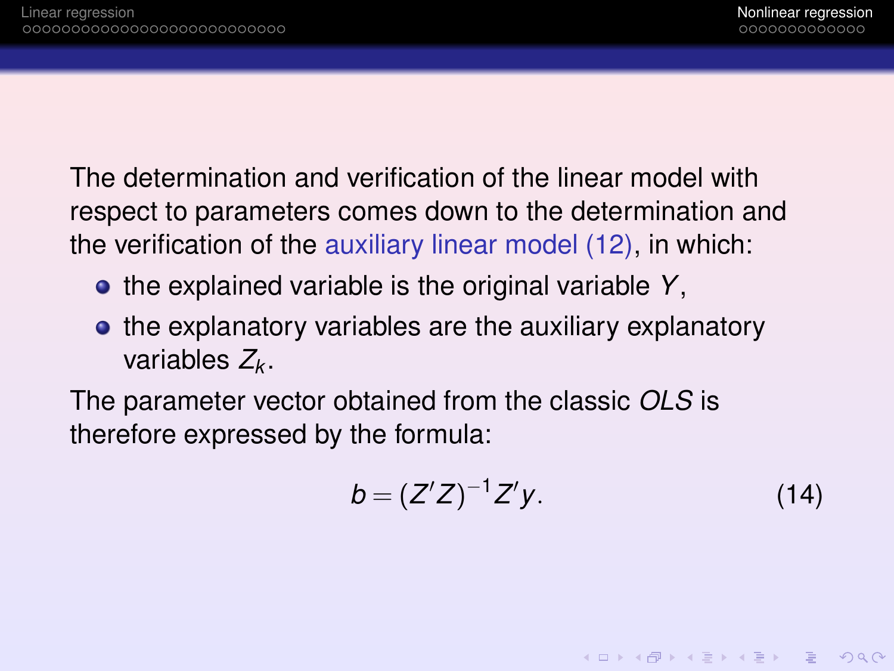The determination and verification of the linear model with respect to parameters comes down to the determination and the verification of the auxiliary linear model (12), in which:

- the explained variable is the original variable $Y$,
- the explanatory variables are the auxiliary explanatory variables $Z_k$.

The parameter vector obtained from the classic *OLS* is therefore expressed by the formula:

$$b = (Z'Z)^{-1} Z'y. \tag{14}$$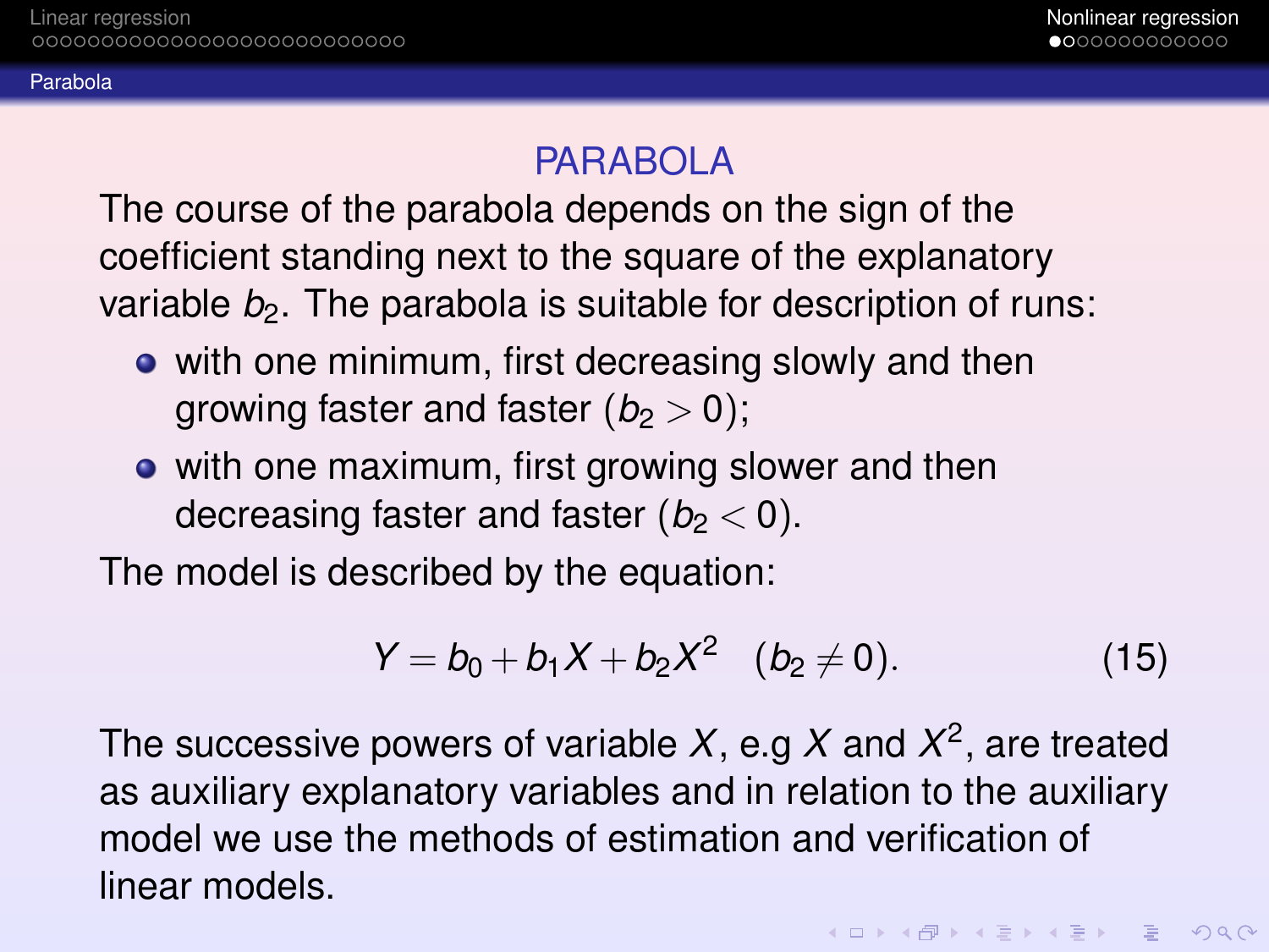## PARABOLA

The course of the parabola depends on the sign of the coefficient standing next to the square of the explanatory variable $b_2$. The parabola is suitable for description of runs:

- with one minimum, first decreasing slowly and then growing faster and faster ($b_2 > 0$);
- with one maximum, first growing slower and then decreasing faster and faster ($b_2 < 0$).

The model is described by the equation:

$$Y = b_0 + b_1 X + b_2 X^2 \quad (b_2 \neq 0). \tag{15}$$

The successive powers of variable $X$, e.g $X$ and $X^2$, are treated as auxiliary explanatory variables and in relation to the auxiliary model we use the methods of estimation and verification of linear models.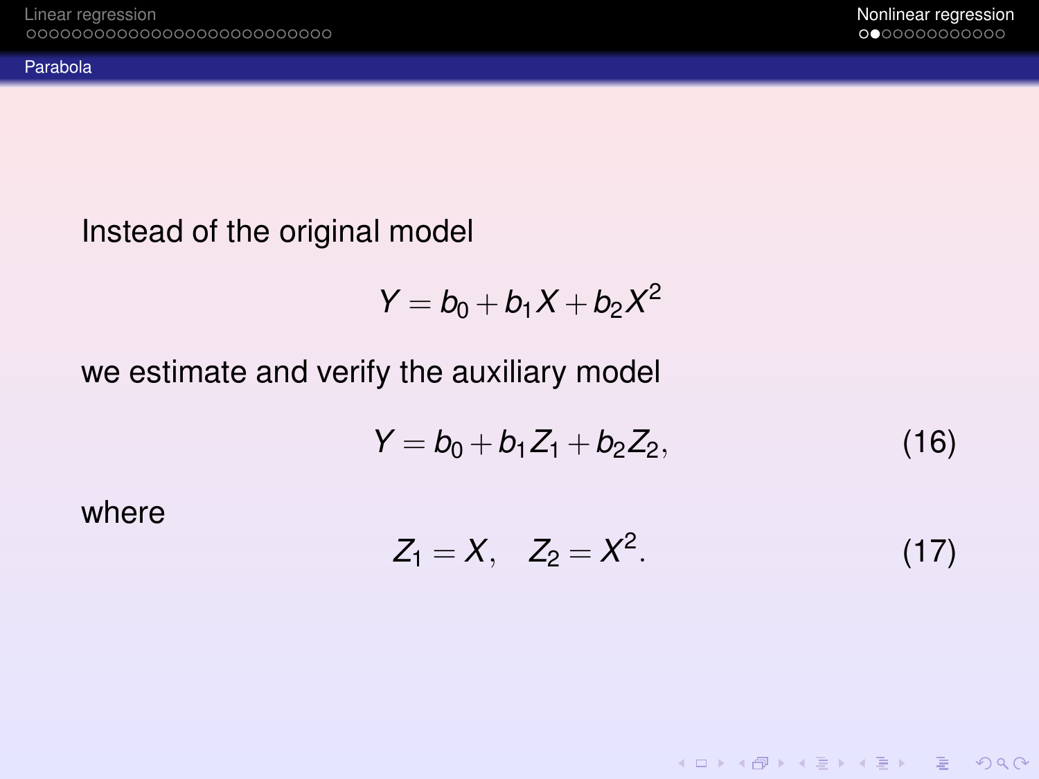## Parabola

Instead of the original model

$$Y = b_0 + b_1 X + b_2 X^2$$

we estimate and verify the auxiliary model

$$Y = b_0 + b_1 Z_1 + b_2 Z_2, \tag{16}$$

where

$$Z_1 = X, \quad Z_2 = X^2. \tag{17}$$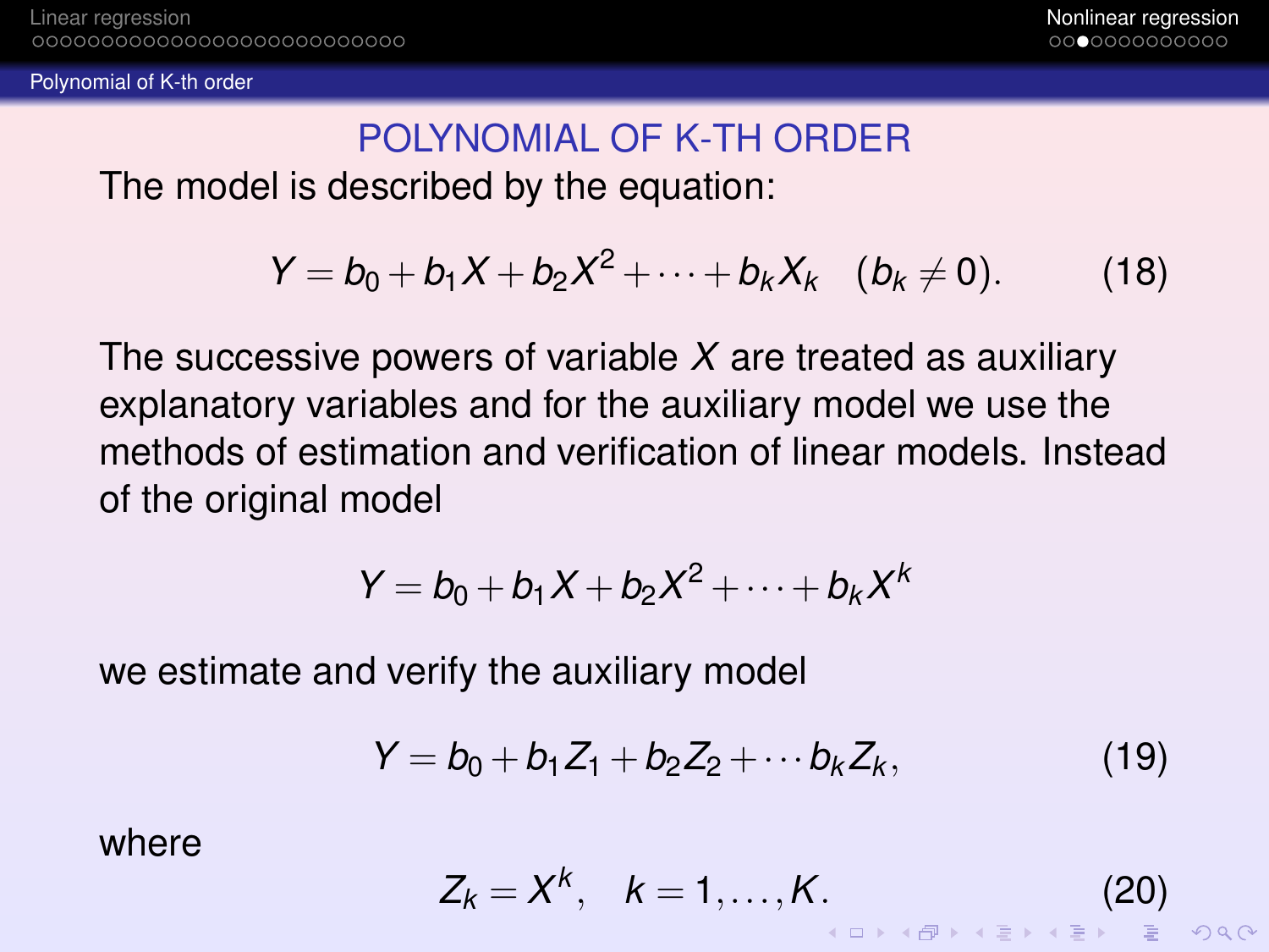# POLYNOMIAL OF K-TH ORDER

The model is described by the equation:

$$Y = b_0 + b_1 X + b_2 X^2 + \cdots + b_k X_k \quad (b_k \neq 0). \tag{18}$$

The successive powers of variable $X$ are treated as auxiliary explanatory variables and for the auxiliary model we use the methods of estimation and verification of linear models. Instead of the original model

$$Y = b_0 + b_1 X + b_2 X^2 + \cdots + b_k X^k$$

we estimate and verify the auxiliary model

$$Y = b_0 + b_1 Z_1 + b_2 Z_2 + \cdots b_k Z_k, \tag{19}$$

where

$$Z_k = X^k, \quad k = 1, \ldots, K. \tag{20}$$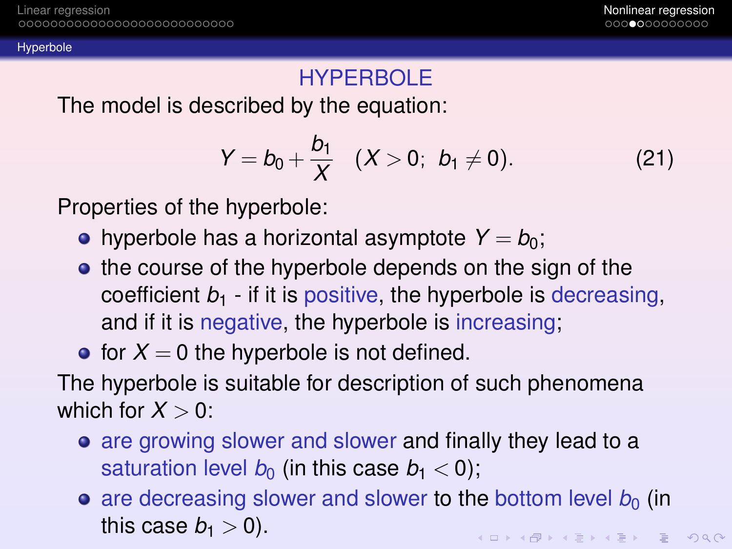## HYPERBOLE

The model is described by the equation:

$$Y = b_0 + \frac{b_1}{X} \quad (X > 0;\; b_1 \neq 0). \tag{21}$$

Properties of the hyperbole:

- hyperbole has a horizontal asymptote $Y = b_0$;
- the course of the hyperbole depends on the sign of the coefficient $b_1$ - if it is positive, the hyperbole is decreasing, and if it is negative, the hyperbole is increasing;
- for $X = 0$ the hyperbole is not defined.

The hyperbole is suitable for description of such phenomena which for $X > 0$:

- are growing slower and slower and finally they lead to a saturation level $b_0$ (in this case $b_1 < 0$);
- are decreasing slower and slower to the bottom level $b_0$ (in this case $b_1 > 0$).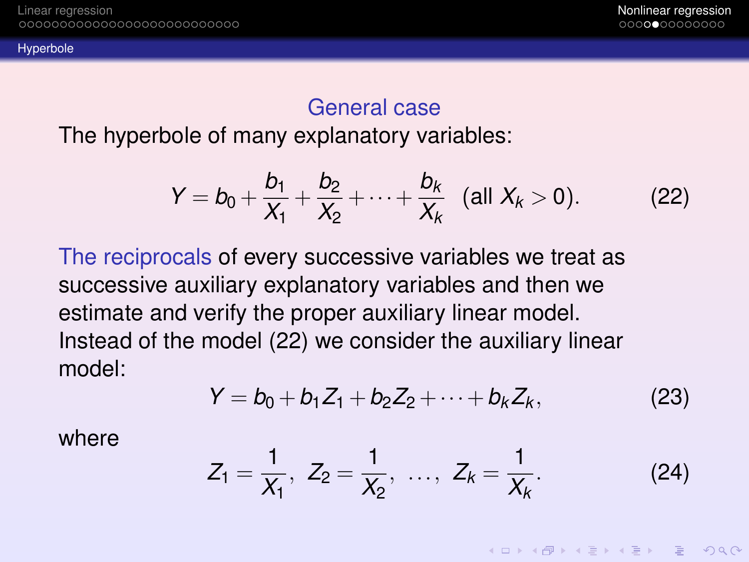## Hyperbole

### General case

The hyperbole of many explanatory variables:

$$Y = b_0 + \frac{b_1}{X_1} + \frac{b_2}{X_2} + \cdots + \frac{b_k}{X_k} \quad (\text{all } X_k > 0). \tag{22}$$

The reciprocals of every successive variables we treat as successive auxiliary explanatory variables and then we estimate and verify the proper auxiliary linear model. Instead of the model (22) we consider the auxiliary linear model:

$$Y = b_0 + b_1 Z_1 + b_2 Z_2 + \cdots + b_k Z_k, \tag{23}$$

where

$$Z_1 = \frac{1}{X_1}, \; Z_2 = \frac{1}{X_2}, \; \ldots, \; Z_k = \frac{1}{X_k}. \tag{24}$$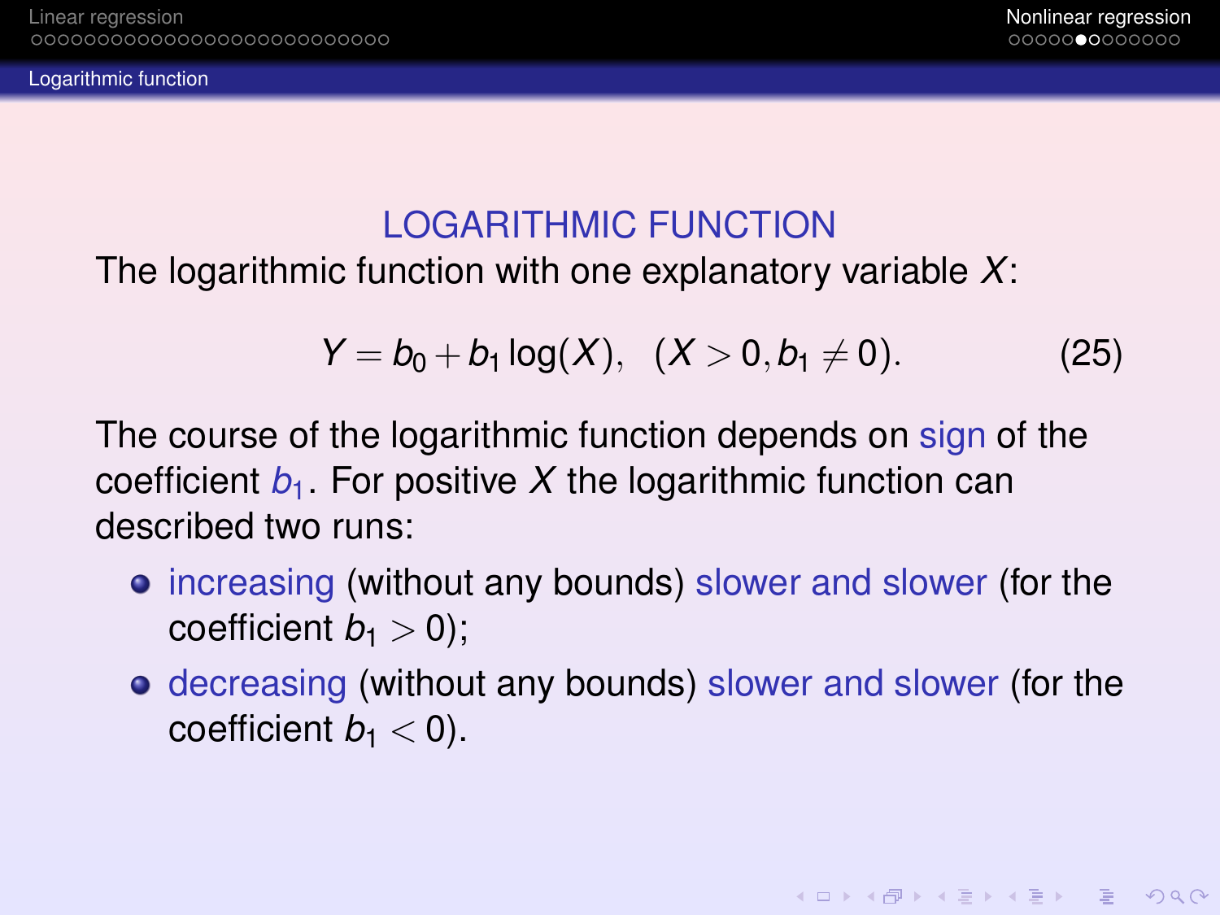## LOGARITHMIC FUNCTION

The logarithmic function with one explanatory variable $X$:

$$Y = b_0 + b_1 \log(X), \quad (X > 0, b_1 \neq 0). \tag{25}$$

The course of the logarithmic function depends on sign of the coefficient $b_1$. For positive $X$ the logarithmic function can described two runs:

- increasing (without any bounds) slower and slower (for the coefficient $b_1 > 0$);
- decreasing (without any bounds) slower and slower (for the coefficient $b_1 < 0$).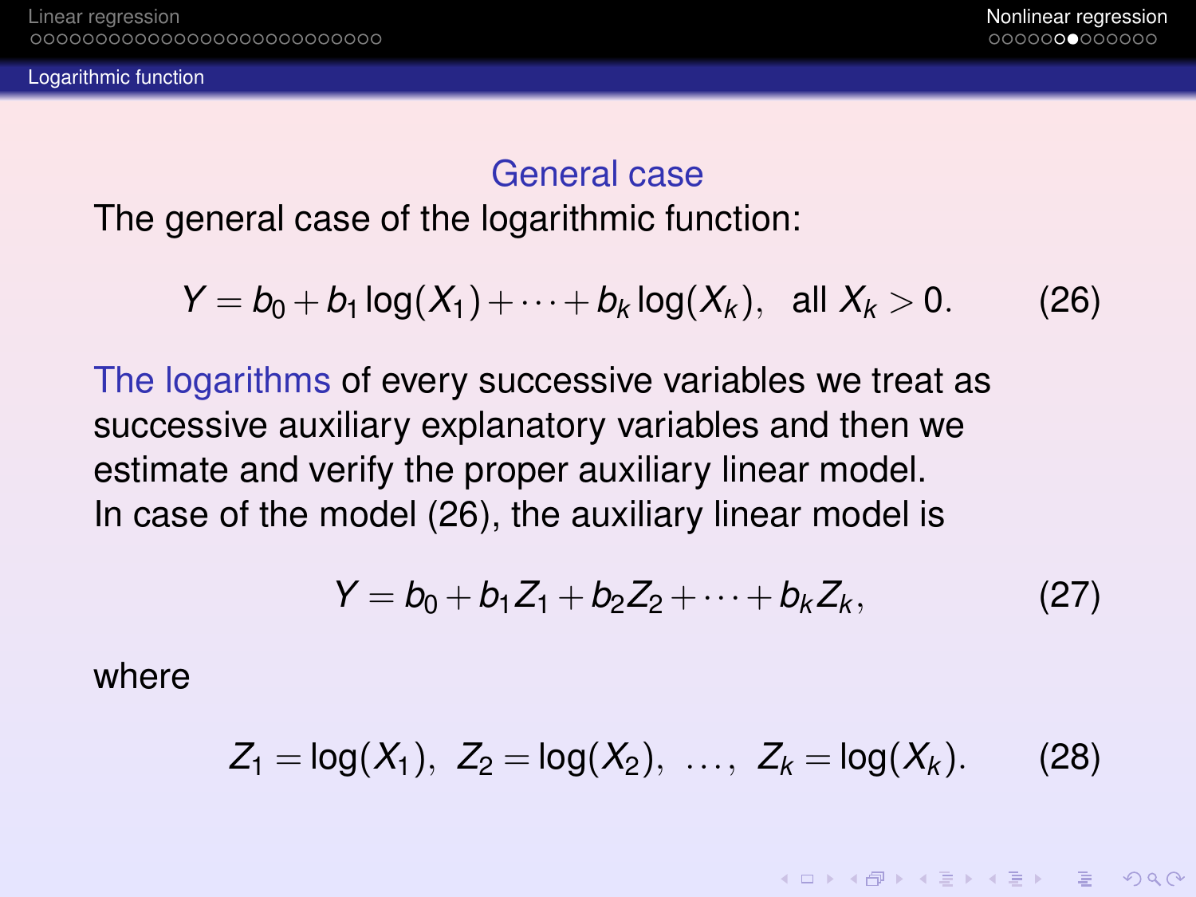## General case

The general case of the logarithmic function:

$$Y = b_0 + b_1 \log(X_1) + \cdots + b_k \log(X_k), \quad \text{all } X_k > 0. \tag{26}$$

The logarithms of every successive variables we treat as successive auxiliary explanatory variables and then we estimate and verify the proper auxiliary linear model.
In case of the model (26), the auxiliary linear model is

$$Y = b_0 + b_1 Z_1 + b_2 Z_2 + \cdots + b_k Z_k, \tag{27}$$

where

$$Z_1 = \log(X_1), \; Z_2 = \log(X_2), \; \ldots, \; Z_k = \log(X_k). \tag{28}$$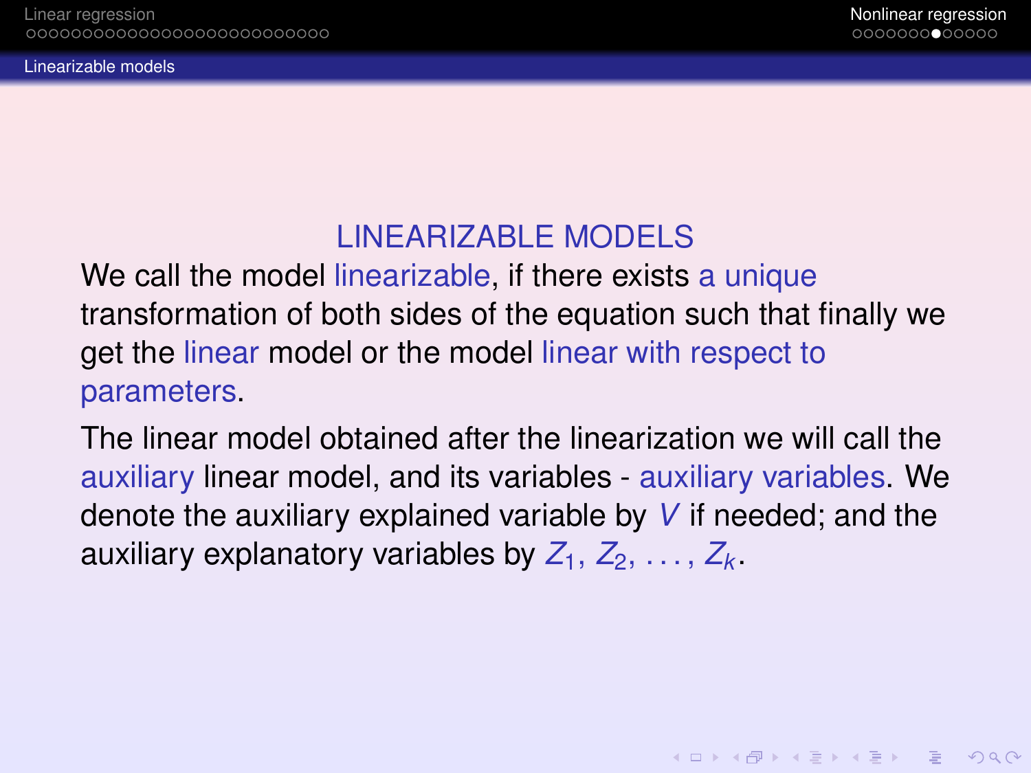## LINEARIZABLE MODELS

We call the model linearizable, if there exists a unique transformation of both sides of the equation such that finally we get the linear model or the model linear with respect to parameters.

The linear model obtained after the linearization we will call the auxiliary linear model, and its variables - auxiliary variables. We denote the auxiliary explained variable by $V$ if needed; and the auxiliary explanatory variables by $Z_1, Z_2, \ldots, Z_k$.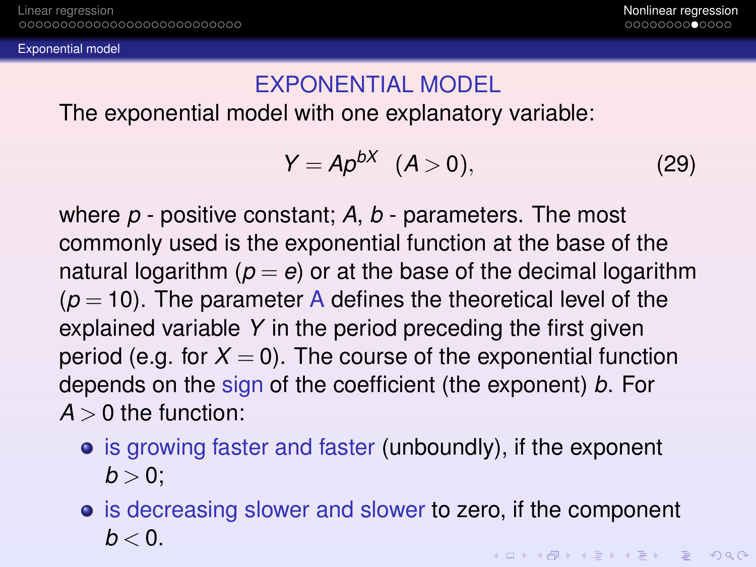## EXPONENTIAL MODEL

The exponential model with one explanatory variable:

$$Y = Ap^{bX} \quad (A > 0), \tag{29}$$

where $p$ - positive constant; $A$, $b$ - parameters. The most commonly used is the exponential function at the base of the natural logarithm ($p = e$) or at the base of the decimal logarithm ($p = 10$). The parameter A defines the theoretical level of the explained variable $Y$ in the period preceding the first given period (e.g. for $X = 0$). The course of the exponential function depends on the sign of the coefficient (the exponent) $b$. For $A > 0$ the function:

- is growing faster and faster (unboundly), if the exponent $b > 0$;
- is decreasing slower and slower to zero, if the component $b < 0$.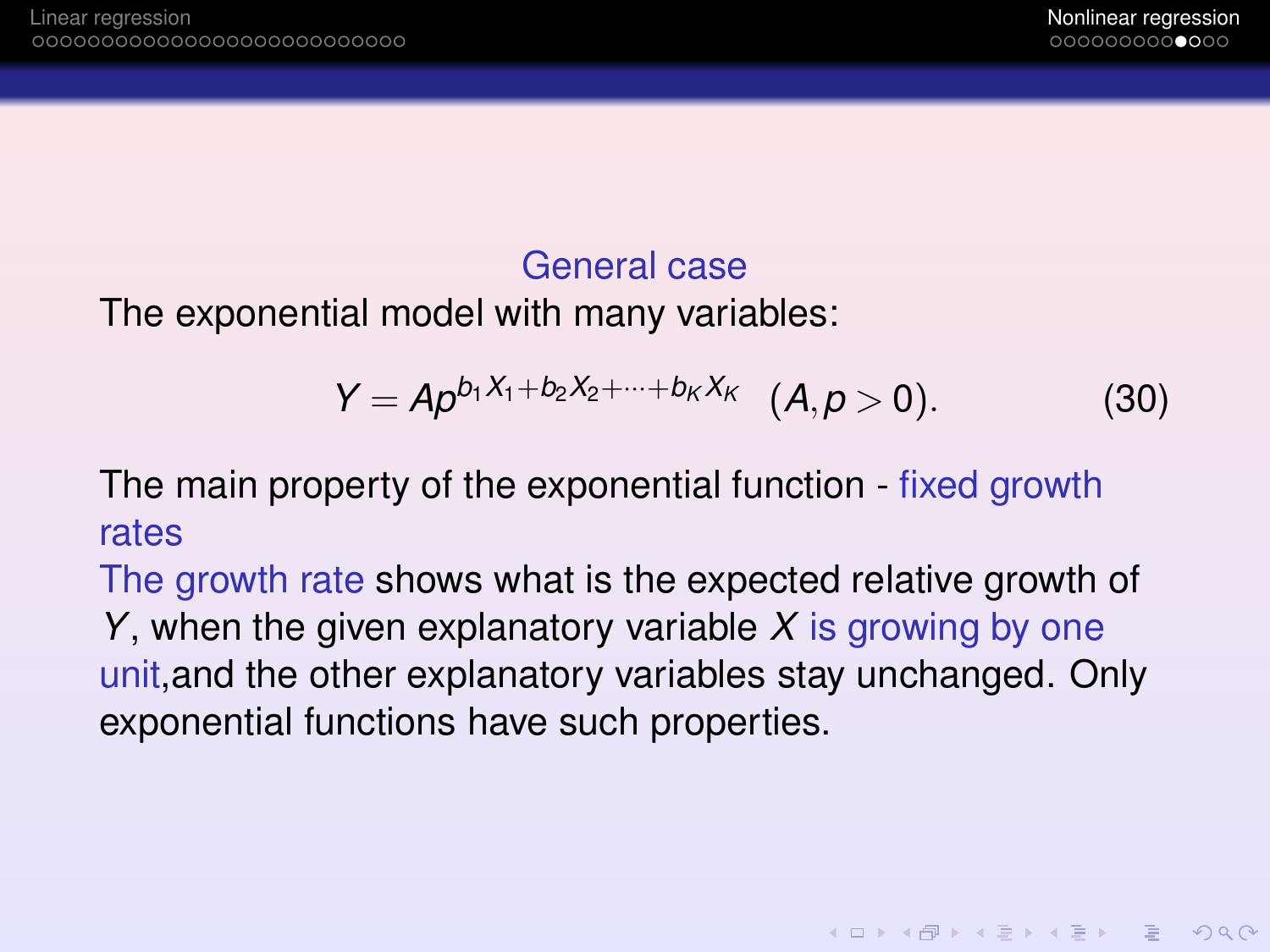## General case

The exponential model with many variables:

$$Y = Ap^{b_1 X_1 + b_2 X_2 + \cdots + b_K X_K} \quad (A, p > 0). \tag{30}$$

The main property of the exponential function - fixed growth rates

The growth rate shows what is the expected relative growth of $Y$, when the given explanatory variable $X$ is growing by one unit,and the other explanatory variables stay unchanged. Only exponential functions have such properties.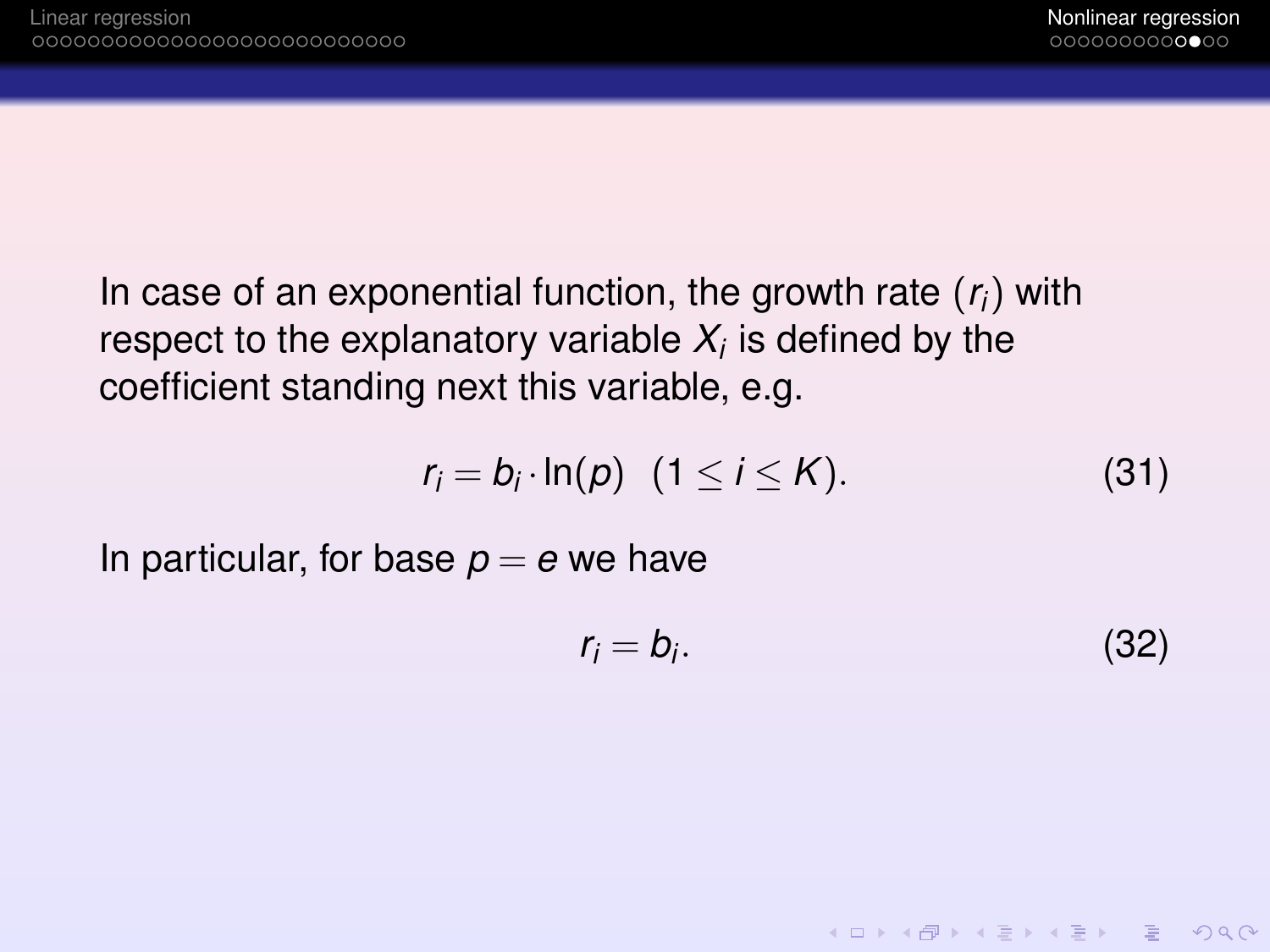In case of an exponential function, the growth rate ($r_i$) with respect to the explanatory variable $X_i$ is defined by the coefficient standing next this variable, e.g.

$$r_i = b_i \cdot \ln(p) \quad (1 \leq i \leq K). \tag{31}$$

In particular, for base $p = e$ we have

$$r_i = b_i. \tag{32}$$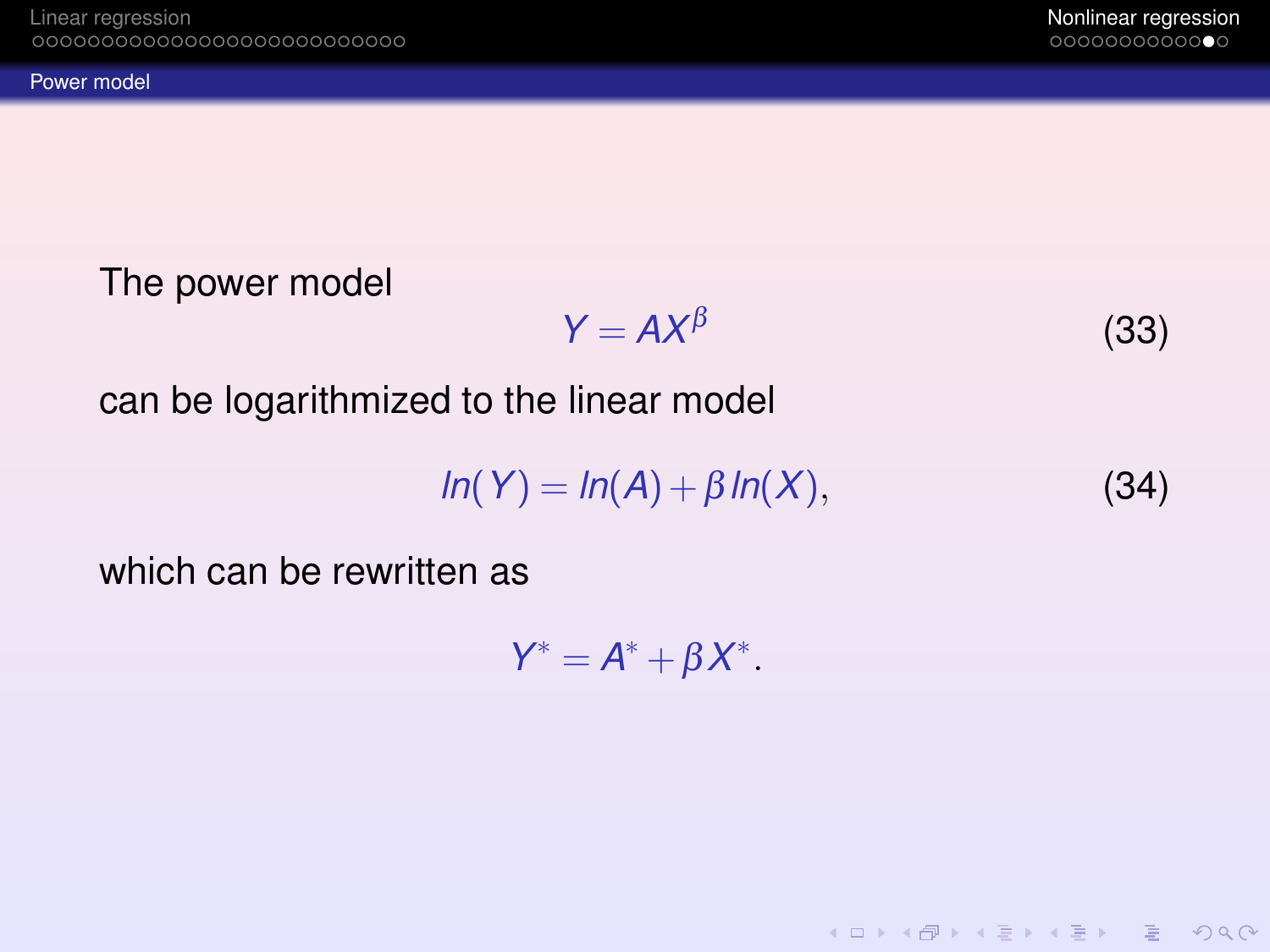## Power model

The power model

$$Y = AX^{\beta} \tag{33}$$

can be logarithmized to the linear model

$$ln(Y) = ln(A) + \beta\, ln(X), \tag{34}$$

which can be rewritten as

$$Y^* = A^* + \beta X^*.$$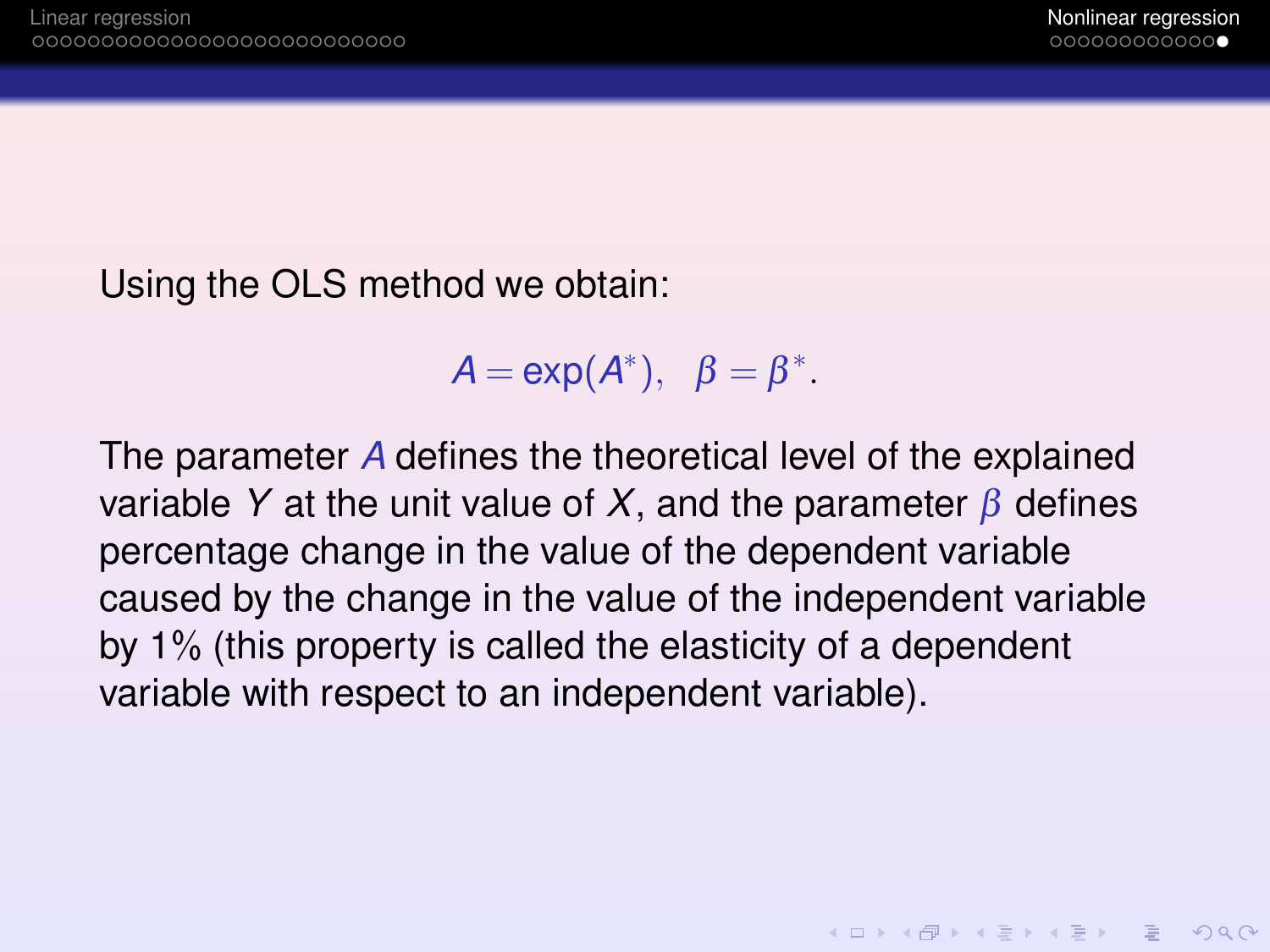Using the OLS method we obtain:

$$A = \exp(A^*), \quad \beta = \beta^*.$$

The parameter $A$ defines the theoretical level of the explained variable $Y$ at the unit value of $X$, and the parameter $\beta$ defines percentage change in the value of the dependent variable caused by the change in the value of the independent variable by 1% (this property is called the elasticity of a dependent variable with respect to an independent variable).